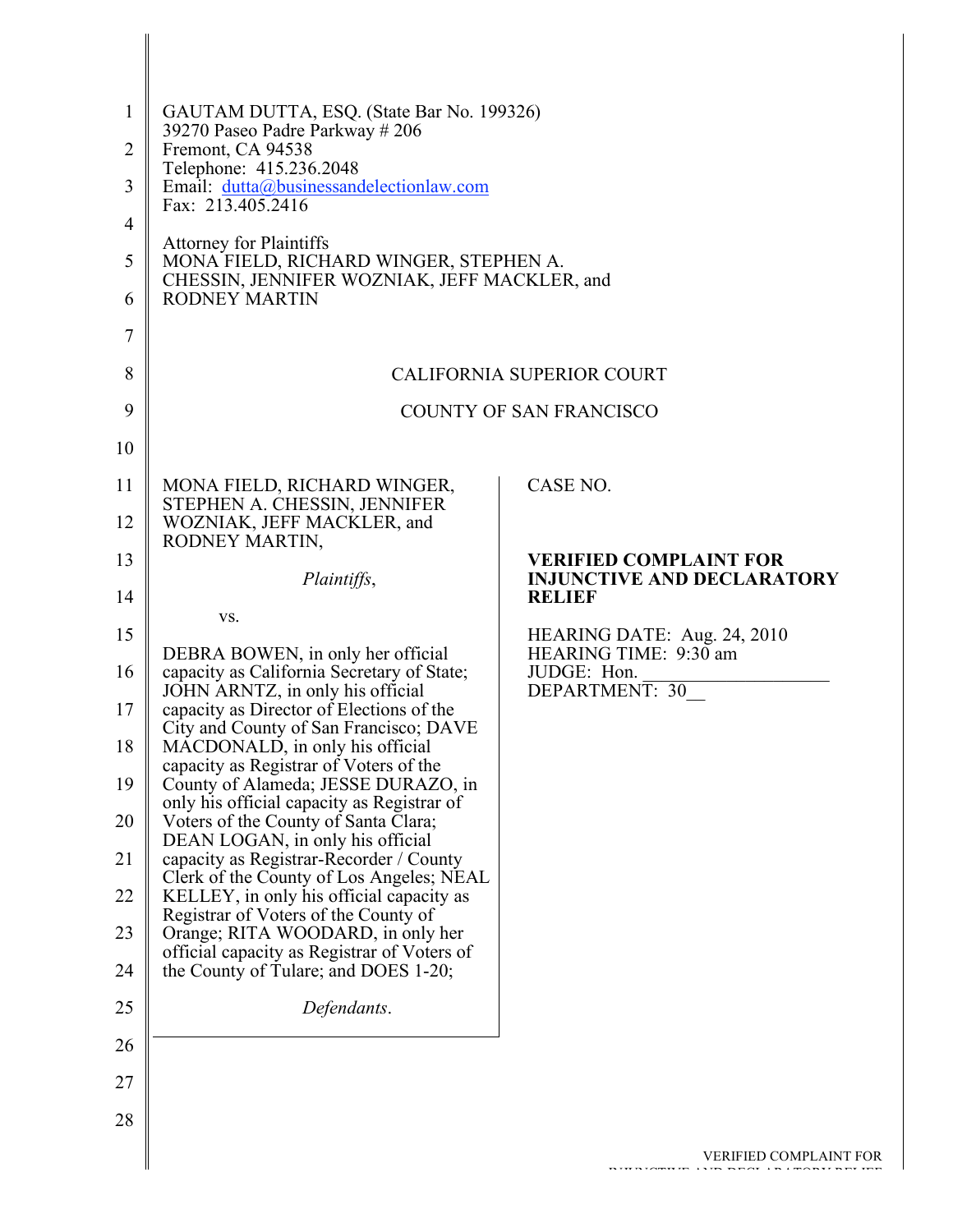GAUTAM DUTTA, ESQ. (State Bar No. 199326)
39270 Paseo Padre Parkway # 206
Fremont, CA 94538
Telephone: 415.236.2048
Email: dutta@businessandelectionlaw.com
Fax: 213.405.2416

Attorney for Plaintiffs
MONA FIELD, RICHARD WINGER, STEPHEN A. CHESSIN, JENNIFER WOZNIAK, JEFF MACKLER, and RODNEY MARTIN

CALIFORNIA SUPERIOR COURT

COUNTY OF SAN FRANCISCO

| | |
|---|---|
| MONA FIELD, RICHARD WINGER, STEPHEN A. CHESSIN, JENNIFER WOZNIAK, JEFF MACKLER, and RODNEY MARTIN,<br><br>*Plaintiffs*,<br><br>vs.<br><br>DEBRA BOWEN, in only her official capacity as California Secretary of State; JOHN ARNTZ, in only his official capacity as Director of Elections of the City and County of San Francisco; DAVE MACDONALD, in only his official capacity as Registrar of Voters of the County of Alameda; JESSE DURAZO, in only his official capacity as Registrar of Voters of the County of Santa Clara; DEAN LOGAN, in only his official capacity as Registrar-Recorder / County Clerk of the County of Los Angeles; NEAL KELLEY, in only his official capacity as Registrar of Voters of the County of Orange; RITA WOODARD, in only her official capacity as Registrar of Voters of the County of Tulare; and DOES 1-20;<br><br>*Defendants*. | CASE NO.<br><br>**VERIFIED COMPLAINT FOR INJUNCTIVE AND DECLARATORY RELIEF**<br><br>HEARING DATE: Aug. 24, 2010<br>HEARING TIME: 9:30 am<br>JUDGE: Hon. ____________________<br>DEPARTMENT: 30__ |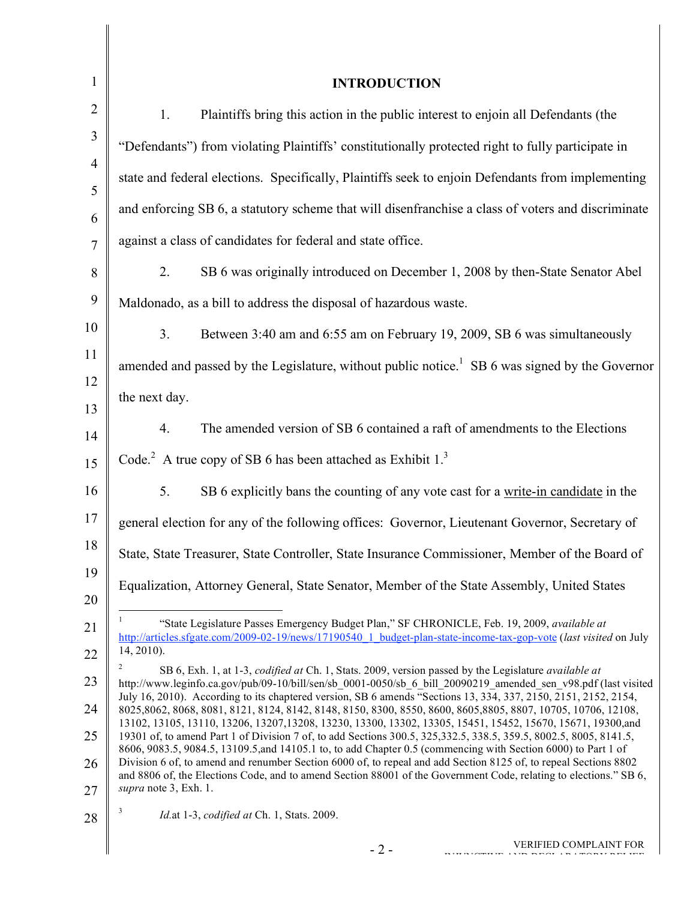## INTRODUCTION

1. Plaintiffs bring this action in the public interest to enjoin all Defendants (the "Defendants") from violating Plaintiffs' constitutionally protected right to fully participate in state and federal elections. Specifically, Plaintiffs seek to enjoin Defendants from implementing and enforcing SB 6, a statutory scheme that will disenfranchise a class of voters and discriminate against a class of candidates for federal and state office.

2. SB 6 was originally introduced on December 1, 2008 by then-State Senator Abel Maldonado, as a bill to address the disposal of hazardous waste.

3. Between 3:40 am and 6:55 am on February 19, 2009, SB 6 was simultaneously amended and passed by the Legislature, without public notice.[1] SB 6 was signed by the Governor the next day.

4. The amended version of SB 6 contained a raft of amendments to the Elections Code.[2] A true copy of SB 6 has been attached as Exhibit 1.[3]

5. SB 6 explicitly bans the counting of any vote cast for a write-in candidate in the general election for any of the following offices: Governor, Lieutenant Governor, Secretary of State, State Treasurer, State Controller, State Insurance Commissioner, Member of the Board of Equalization, Attorney General, State Senator, Member of the State Assembly, United States

---

[1] "State Legislature Passes Emergency Budget Plan," SF CHRONICLE, Feb. 19, 2009, *available at* http://articles.sfgate.com/2009-02-19/news/17190540_1_budget-plan-state-income-tax-gop-vote (*last visited* on July 14, 2010).

[2] SB 6, Exh. 1, at 1-3, *codified at* Ch. 1, Stats. 2009, version passed by the Legislature *available at* http://www.leginfo.ca.gov/pub/09-10/bill/sen/sb_0001-0050/sb_6_bill_20090219_amended_sen_v98.pdf (last visited July 16, 2010). According to its chaptered version, SB 6 amends "Sections 13, 334, 337, 2150, 2151, 2152, 2154, 8025,8062, 8068, 8081, 8121, 8124, 8142, 8148, 8150, 8300, 8550, 8600, 8605,8805, 8807, 10705, 10706, 12108, 13102, 13105, 13110, 13206, 13207,13208, 13230, 13300, 13302, 13305, 15451, 15452, 15670, 15671, 19300,and 19301 of, to amend Part 1 of Division 7 of, to add Sections 300.5, 325,332.5, 338.5, 359.5, 8002.5, 8005, 8141.5, 8606, 9083.5, 9084.5, 13109.5,and 14105.1 to, to add Chapter 0.5 (commencing with Section 6000) to Part 1 of Division 6 of, to amend and renumber Section 6000 of, to repeal and add Section 8125 of, to repeal Sections 8802 and 8806 of, the Elections Code, and to amend Section 88001 of the Government Code, relating to elections." SB 6, *supra* note 3, Exh. 1.

[3] *Id.*at 1-3, *codified at* Ch. 1, Stats. 2009.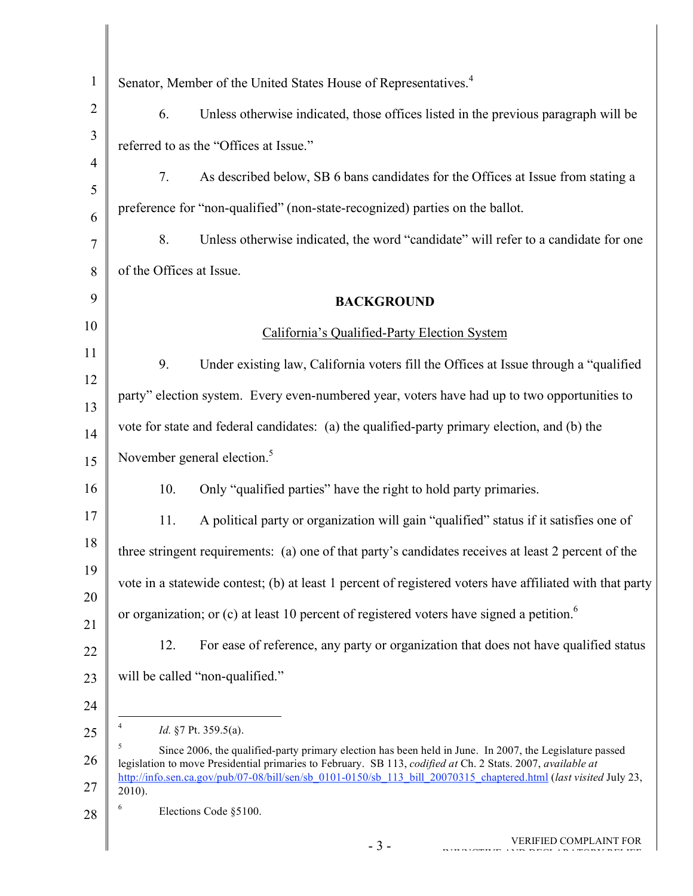Senator, Member of the United States House of Representatives.[4]

6. Unless otherwise indicated, those offices listed in the previous paragraph will be referred to as the "Offices at Issue."

7. As described below, SB 6 bans candidates for the Offices at Issue from stating a preference for "non-qualified" (non-state-recognized) parties on the ballot.

8. Unless otherwise indicated, the word "candidate" will refer to a candidate for one of the Offices at Issue.

## BACKGROUND

### California's Qualified-Party Election System

9. Under existing law, California voters fill the Offices at Issue through a "qualified party" election system. Every even-numbered year, voters have had up to two opportunities to vote for state and federal candidates: (a) the qualified-party primary election, and (b) the November general election.[5]

10. Only "qualified parties" have the right to hold party primaries.

11. A political party or organization will gain "qualified" status if it satisfies one of three stringent requirements: (a) one of that party's candidates receives at least 2 percent of the vote in a statewide contest; (b) at least 1 percent of registered voters have affiliated with that party or organization; or (c) at least 10 percent of registered voters have signed a petition.[6]

12. For ease of reference, any party or organization that does not have qualified status will be called "non-qualified."

---

[4] *Id.* §7 Pt. 359.5(a).

[5] Since 2006, the qualified-party primary election has been held in June. In 2007, the Legislature passed legislation to move Presidential primaries to February. SB 113, *codified at* Ch. 2 Stats. 2007, *available at* http://info.sen.ca.gov/pub/07-08/bill/sen/sb_0101-0150/sb_113_bill_20070315_chaptered.html (*last visited* July 23, 2010).

[6] Elections Code §5100.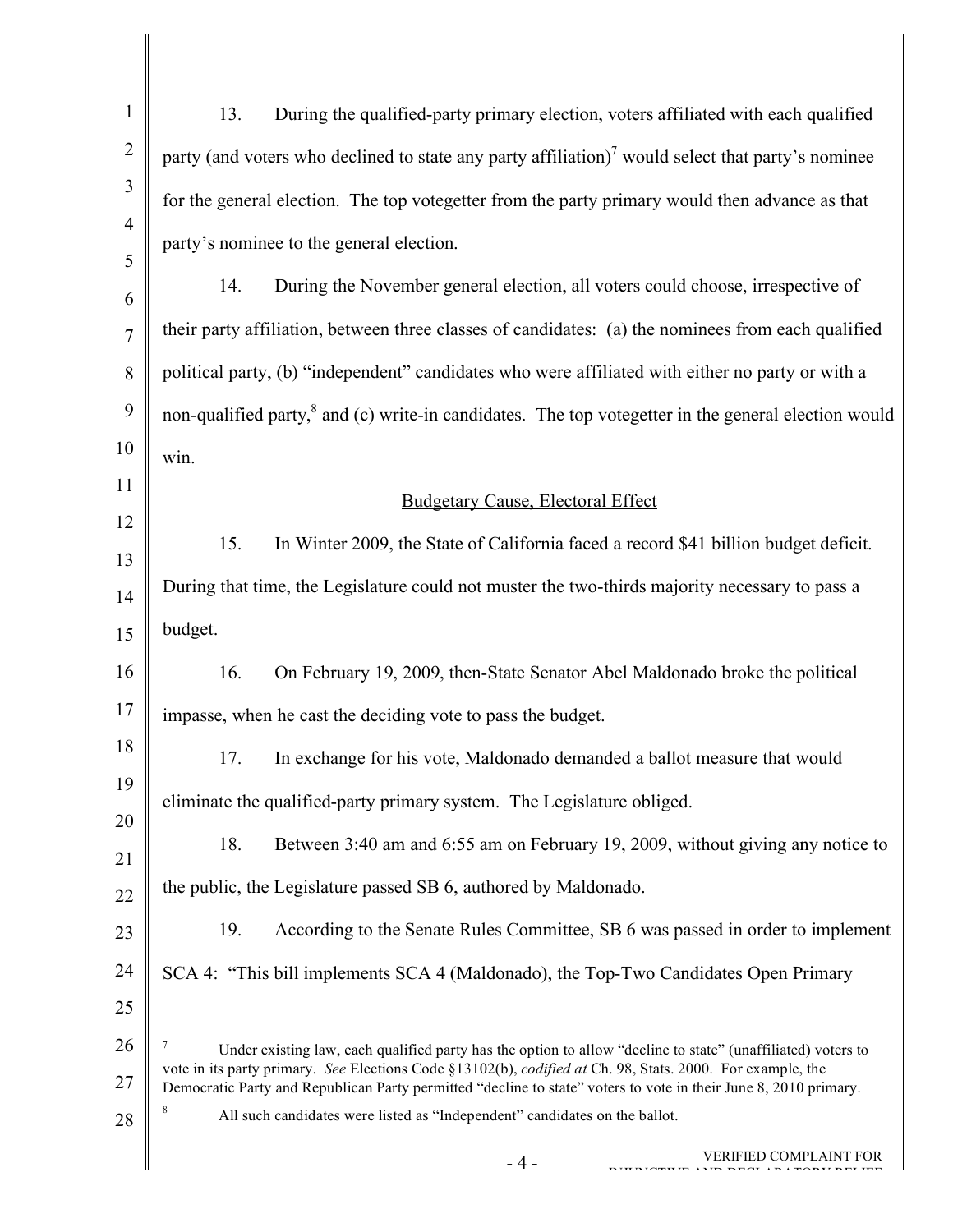13. During the qualified-party primary election, voters affiliated with each qualified party (and voters who declined to state any party affiliation)[7] would select that party's nominee for the general election. The top votegetter from the party primary would then advance as that party's nominee to the general election.

14. During the November general election, all voters could choose, irrespective of their party affiliation, between three classes of candidates: (a) the nominees from each qualified political party, (b) "independent" candidates who were affiliated with either no party or with a non-qualified party,[8] and (c) write-in candidates. The top votegetter in the general election would win.

<u>Budgetary Cause, Electoral Effect</u>

15. In Winter 2009, the State of California faced a record $41 billion budget deficit. During that time, the Legislature could not muster the two-thirds majority necessary to pass a budget.

16. On February 19, 2009, then-State Senator Abel Maldonado broke the political impasse, when he cast the deciding vote to pass the budget.

17. In exchange for his vote, Maldonado demanded a ballot measure that would eliminate the qualified-party primary system. The Legislature obliged.

18. Between 3:40 am and 6:55 am on February 19, 2009, without giving any notice to the public, the Legislature passed SB 6, authored by Maldonado.

19. According to the Senate Rules Committee, SB 6 was passed in order to implement SCA 4: "This bill implements SCA 4 (Maldonado), the Top-Two Candidates Open Primary

---

[7] Under existing law, each qualified party has the option to allow "decline to state" (unaffiliated) voters to vote in its party primary. *See* Elections Code §13102(b), *codified at* Ch. 98, Stats. 2000. For example, the Democratic Party and Republican Party permitted "decline to state" voters to vote in their June 8, 2010 primary.

[8] All such candidates were listed as "Independent" candidates on the ballot.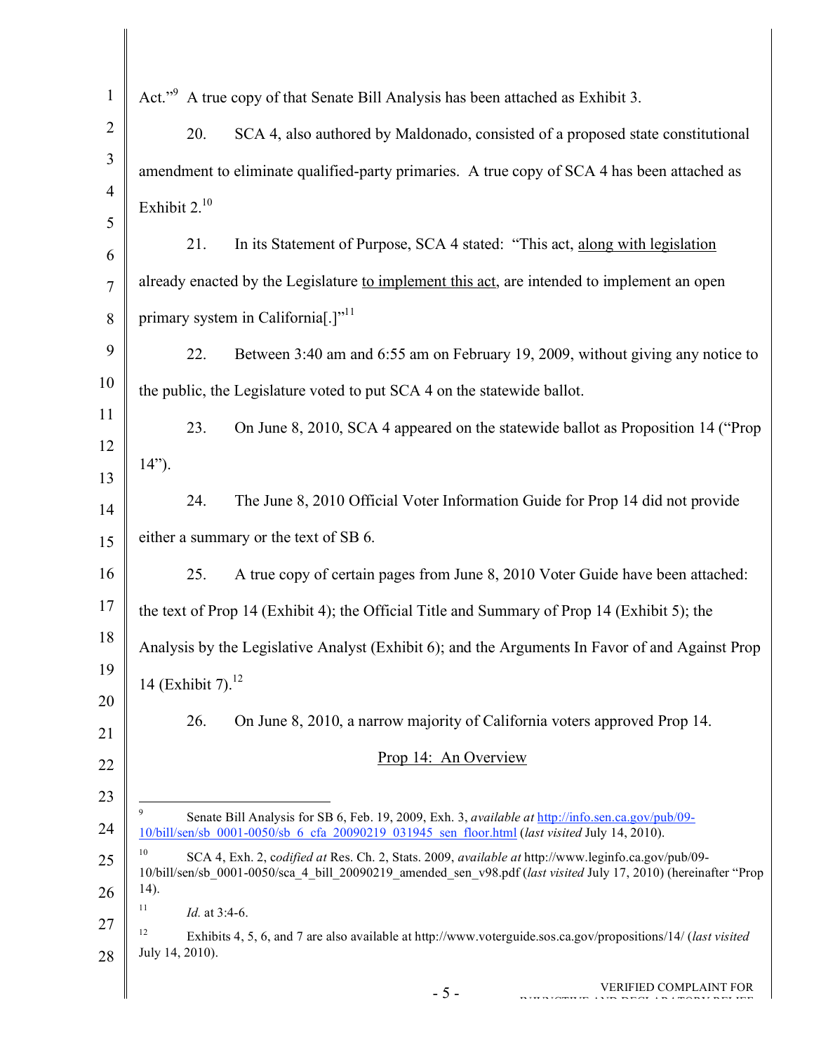Act."[9] A true copy of that Senate Bill Analysis has been attached as Exhibit 3.

20. SCA 4, also authored by Maldonado, consisted of a proposed state constitutional amendment to eliminate qualified-party primaries. A true copy of SCA 4 has been attached as Exhibit 2.[10]

21. In its Statement of Purpose, SCA 4 stated: "This act, <u>along with legislation</u> already enacted by the Legislature <u>to implement this act</u>, are intended to implement an open primary system in California[.]"[11]

22. Between 3:40 am and 6:55 am on February 19, 2009, without giving any notice to the public, the Legislature voted to put SCA 4 on the statewide ballot.

23. On June 8, 2010, SCA 4 appeared on the statewide ballot as Proposition 14 ("Prop 14").

24. The June 8, 2010 Official Voter Information Guide for Prop 14 did not provide either a summary or the text of SB 6.

25. A true copy of certain pages from June 8, 2010 Voter Guide have been attached: the text of Prop 14 (Exhibit 4); the Official Title and Summary of Prop 14 (Exhibit 5); the Analysis by the Legislative Analyst (Exhibit 6); and the Arguments In Favor of and Against Prop 14 (Exhibit 7).[12]

26. On June 8, 2010, a narrow majority of California voters approved Prop 14.

<u>Prop 14: An Overview</u>

---

[9] Senate Bill Analysis for SB 6, Feb. 19, 2009, Exh. 3, *available at* http://info.sen.ca.gov/pub/09-10/bill/sen/sb_0001-0050/sb_6_cfa_20090219_031945_sen_floor.html (*last visited* July 14, 2010).

[10] SCA 4, Exh. 2, *codified at* Res. Ch. 2, Stats. 2009, *available at* http://www.leginfo.ca.gov/pub/09-10/bill/sen/sb_0001-0050/sca_4_bill_20090219_amended_sen_v98.pdf (*last visited* July 17, 2010) (hereinafter "Prop 14).

[11] *Id.* at 3:4-6.

[12] Exhibits 4, 5, 6, and 7 are also available at http://www.voterguide.sos.ca.gov/propositions/14/ (*last visited* July 14, 2010).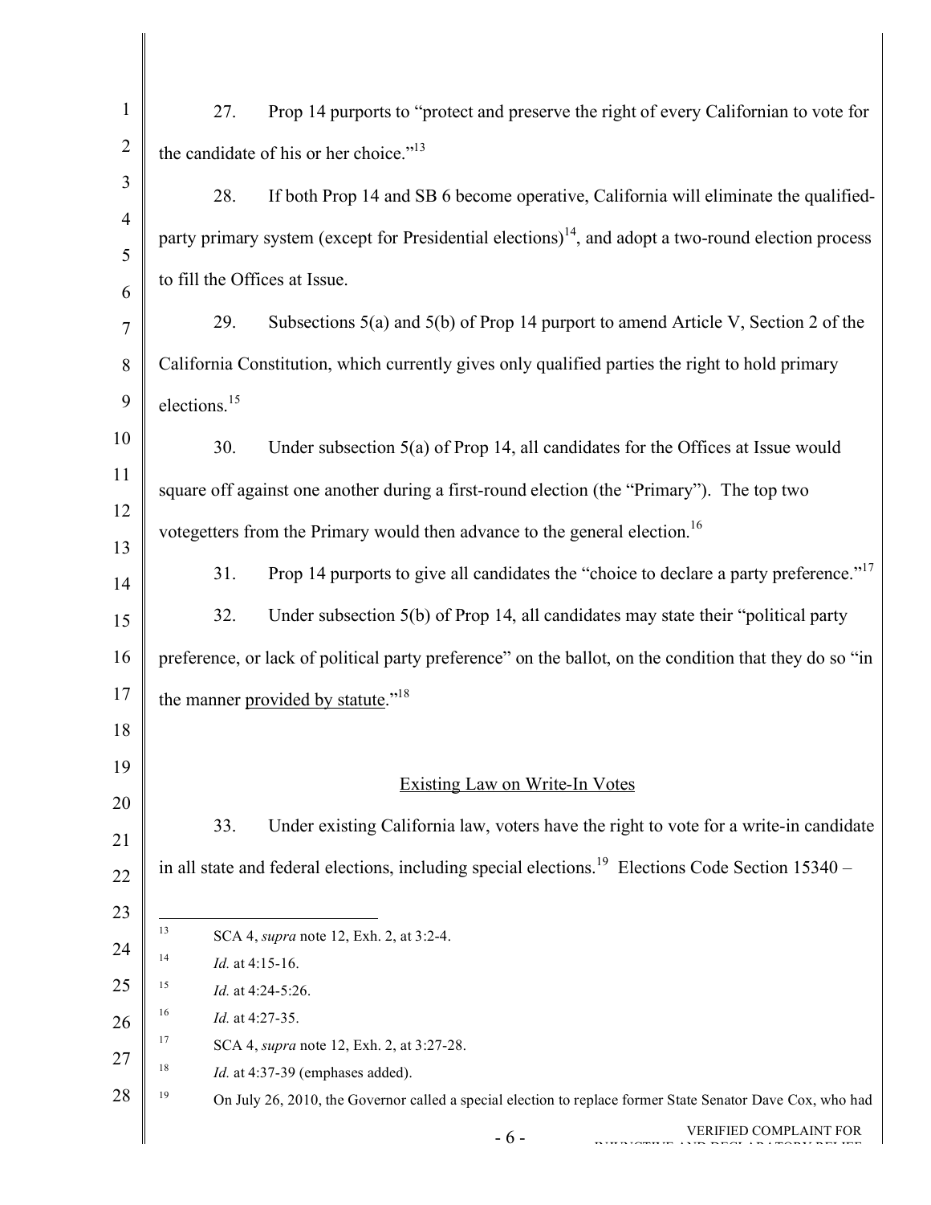27. Prop 14 purports to "protect and preserve the right of every Californian to vote for the candidate of his or her choice."[13]

28. If both Prop 14 and SB 6 become operative, California will eliminate the qualified-party primary system (except for Presidential elections)[14], and adopt a two-round election process to fill the Offices at Issue.

29. Subsections 5(a) and 5(b) of Prop 14 purport to amend Article V, Section 2 of the California Constitution, which currently gives only qualified parties the right to hold primary elections.[15]

30. Under subsection 5(a) of Prop 14, all candidates for the Offices at Issue would square off against one another during a first-round election (the "Primary"). The top two votegetters from the Primary would then advance to the general election.[16]

31. Prop 14 purports to give all candidates the "choice to declare a party preference."[17]

32. Under subsection 5(b) of Prop 14, all candidates may state their "political party preference, or lack of political party preference" on the ballot, on the condition that they do so "in the manner provided by statute."[18]

## Existing Law on Write-In Votes

33. Under existing California law, voters have the right to vote for a write-in candidate in all state and federal elections, including special elections.[19] Elections Code Section 15340 –

---

[13] SCA 4, *supra* note 12, Exh. 2, at 3:2-4.

[14] *Id.* at 4:15-16.

[15] *Id.* at 4:24-5:26.

[16] *Id.* at 4:27-35.

[17] SCA 4, *supra* note 12, Exh. 2, at 3:27-28.

[18] *Id.* at 4:37-39 (emphases added).

[19] On July 26, 2010, the Governor called a special election to replace former State Senator Dave Cox, who had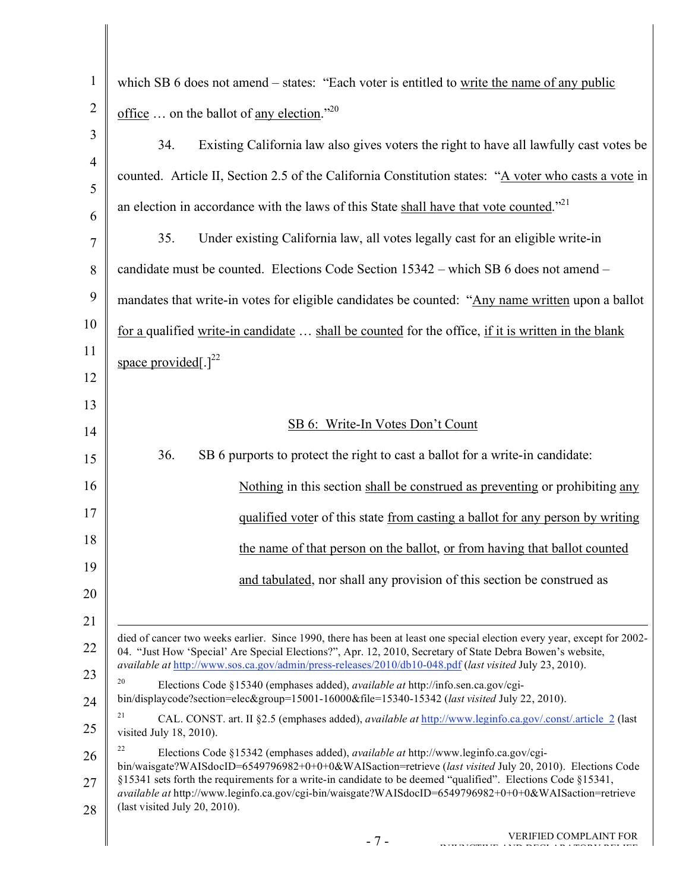which SB 6 does not amend – states: "Each voter is entitled to write the name of any public office … on the ballot of any election."[20]

34. Existing California law also gives voters the right to have all lawfully cast votes be counted. Article II, Section 2.5 of the California Constitution states: "A voter who casts a vote in an election in accordance with the laws of this State shall have that vote counted."[21]

35. Under existing California law, all votes legally cast for an eligible write-in candidate must be counted. Elections Code Section 15342 – which SB 6 does not amend – mandates that write-in votes for eligible candidates be counted: "Any name written upon a ballot for a qualified write-in candidate … shall be counted for the office, if it is written in the blank space provided[.][22]

## SB 6: Write-In Votes Don't Count

36. SB 6 purports to protect the right to cast a ballot for a write-in candidate:

> Nothing in this section shall be construed as preventing or prohibiting any qualified voter of this state from casting a ballot for any person by writing the name of that person on the ballot, or from having that ballot counted and tabulated, nor shall any provision of this section be construed as

---

died of cancer two weeks earlier. Since 1990, there has been at least one special election every year, except for 2002-04. "Just How 'Special' Are Special Elections?", Apr. 12, 2010, Secretary of State Debra Bowen's website, *available at* http://www.sos.ca.gov/admin/press-releases/2010/db10-048.pdf (*last visited* July 23, 2010).

[20] Elections Code §15340 (emphases added), *available at* http://info.sen.ca.gov/cgi-bin/displaycode?section=elec&group=15001-16000&file=15340-15342 (*last visited* July 22, 2010).

[21] CAL. CONST. art. II §2.5 (emphases added), *available at* http://www.leginfo.ca.gov/.const/.article_2 (last visited July 18, 2010).

[22] Elections Code §15342 (emphases added), *available at* http://www.leginfo.ca.gov/cgi-bin/waisgate?WAISdocID=6549796982+0+0+0&WAISaction=retrieve (*last visited* July 20, 2010). Elections Code §15341 sets forth the requirements for a write-in candidate to be deemed "qualified". Elections Code §15341, *available at* http://www.leginfo.ca.gov/cgi-bin/waisgate?WAISdocID=6549796982+0+0+0&WAISaction=retrieve (last visited July 20, 2010).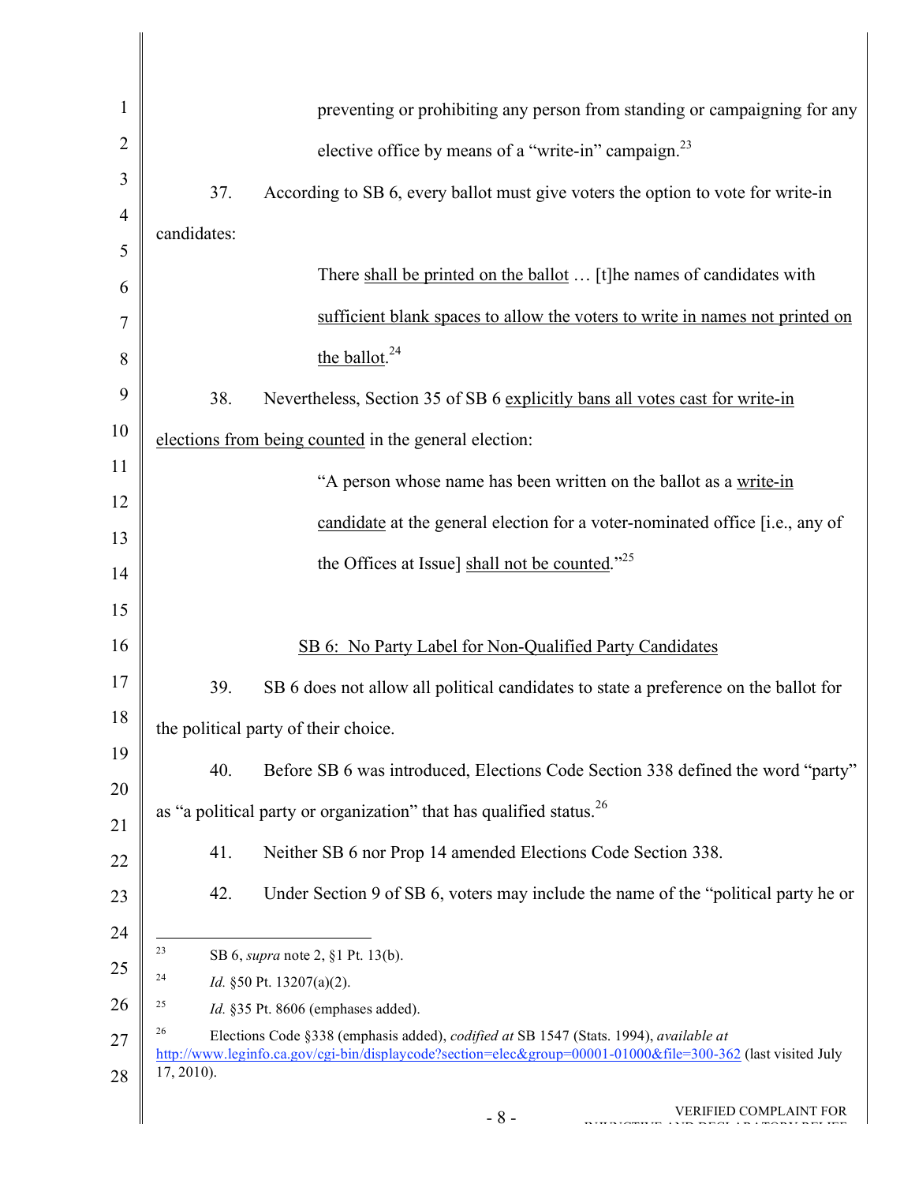> preventing or prohibiting any person from standing or campaigning for any elective office by means of a "write-in" campaign.[23]

37. According to SB 6, every ballot must give voters the option to vote for write-in candidates:

> There shall be printed on the ballot … [t]he names of candidates with sufficient blank spaces to allow the voters to write in names not printed on the ballot.[24]

38. Nevertheless, Section 35 of SB 6 explicitly bans all votes cast for write-in elections from being counted in the general election:

> "A person whose name has been written on the ballot as a write-in candidate at the general election for a voter-nominated office [i.e., any of the Offices at Issue] shall not be counted."[25]

## SB 6: No Party Label for Non-Qualified Party Candidates

39. SB 6 does not allow all political candidates to state a preference on the ballot for the political party of their choice.

40. Before SB 6 was introduced, Elections Code Section 338 defined the word "party" as "a political party or organization" that has qualified status.[26]

41. Neither SB 6 nor Prop 14 amended Elections Code Section 338.

42. Under Section 9 of SB 6, voters may include the name of the "political party he or

---

[23] SB 6, *supra* note 2, §1 Pt. 13(b).

[24] *Id.* §50 Pt. 13207(a)(2).

[25] *Id.* §35 Pt. 8606 (emphases added).

[26] Elections Code §338 (emphasis added), *codified at* SB 1547 (Stats. 1994), *available at* http://www.leginfo.ca.gov/cgi-bin/displaycode?section=elec&group=00001-01000&file=300-362 (last visited July 17, 2010).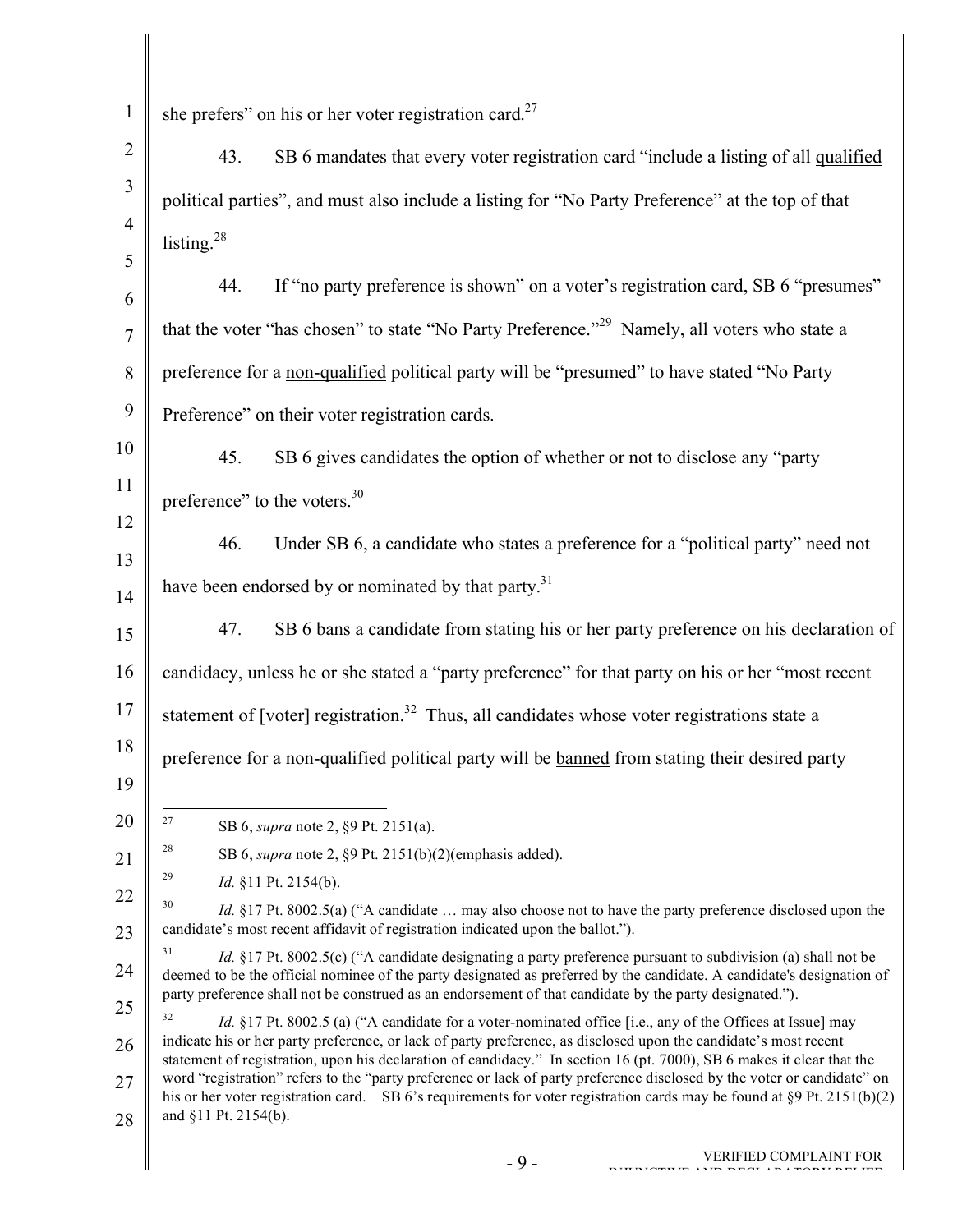she prefers" on his or her voter registration card.[27]

43. SB 6 mandates that every voter registration card "include a listing of all qualified political parties", and must also include a listing for "No Party Preference" at the top of that listing.[28]

44. If "no party preference is shown" on a voter's registration card, SB 6 "presumes" that the voter "has chosen" to state "No Party Preference."[29] Namely, all voters who state a preference for a non-qualified political party will be "presumed" to have stated "No Party Preference" on their voter registration cards.

45. SB 6 gives candidates the option of whether or not to disclose any "party preference" to the voters.[30]

46. Under SB 6, a candidate who states a preference for a "political party" need not have been endorsed by or nominated by that party.[31]

47. SB 6 bans a candidate from stating his or her party preference on his declaration of candidacy, unless he or she stated a "party preference" for that party on his or her "most recent statement of [voter] registration.[32] Thus, all candidates whose voter registrations state a preference for a non-qualified political party will be banned from stating their desired party

---

[27] SB 6, *supra* note 2, §9 Pt. 2151(a).

[28] SB 6, *supra* note 2, §9 Pt. 2151(b)(2)(emphasis added).

[29] *Id.* §11 Pt. 2154(b).

[30] *Id.* §17 Pt. 8002.5(a) ("A candidate … may also choose not to have the party preference disclosed upon the candidate's most recent affidavit of registration indicated upon the ballot.").

[31] *Id.* §17 Pt. 8002.5(c) ("A candidate designating a party preference pursuant to subdivision (a) shall not be deemed to be the official nominee of the party designated as preferred by the candidate. A candidate's designation of party preference shall not be construed as an endorsement of that candidate by the party designated.").

[32] *Id.* §17 Pt. 8002.5 (a) ("A candidate for a voter-nominated office [i.e., any of the Offices at Issue] may indicate his or her party preference, or lack of party preference, as disclosed upon the candidate's most recent statement of registration, upon his declaration of candidacy." In section 16 (pt. 7000), SB 6 makes it clear that the word "registration" refers to the "party preference or lack of party preference disclosed by the voter or candidate" on his or her voter registration card. SB 6's requirements for voter registration cards may be found at §9 Pt. 2151(b)(2) and §11 Pt. 2154(b).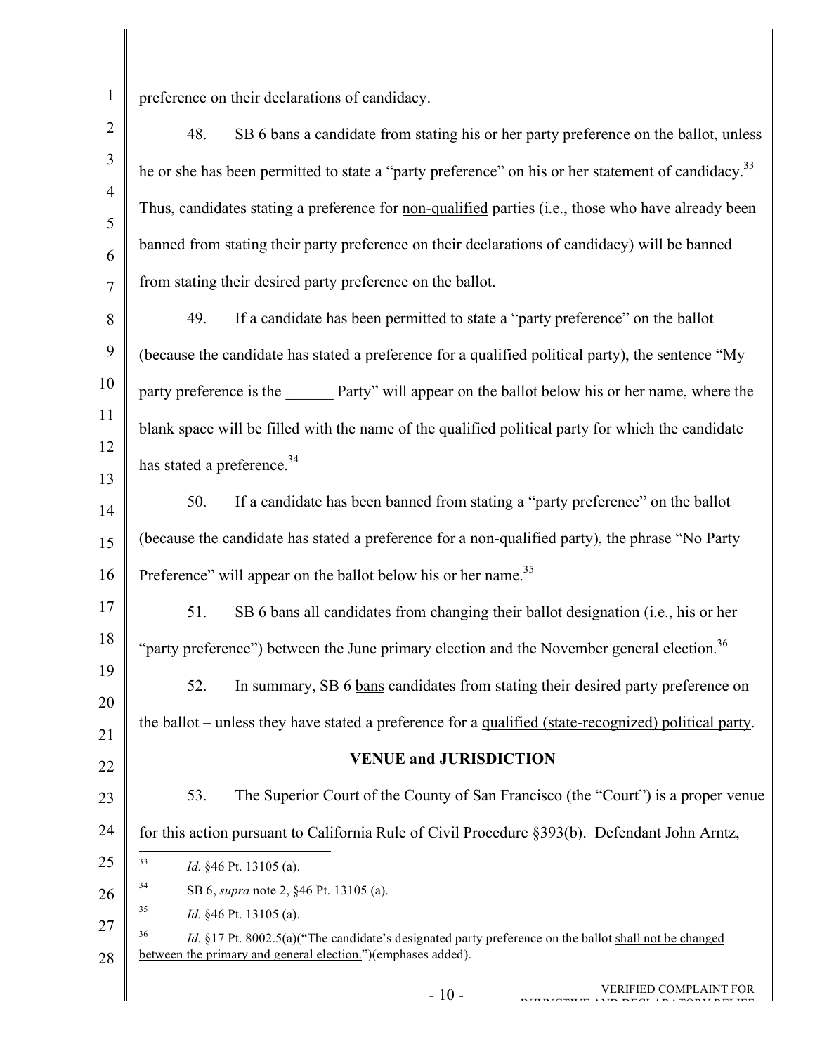preference on their declarations of candidacy.

48. SB 6 bans a candidate from stating his or her party preference on the ballot, unless he or she has been permitted to state a "party preference" on his or her statement of candidacy.[33] Thus, candidates stating a preference for <u>non-qualified</u> parties (i.e., those who have already been banned from stating their party preference on their declarations of candidacy) will be <u>banned</u> from stating their desired party preference on the ballot.

49. If a candidate has been permitted to state a "party preference" on the ballot (because the candidate has stated a preference for a qualified political party), the sentence "My party preference is the ______ Party" will appear on the ballot below his or her name, where the blank space will be filled with the name of the qualified political party for which the candidate has stated a preference.[34]

50. If a candidate has been banned from stating a "party preference" on the ballot (because the candidate has stated a preference for a non-qualified party), the phrase "No Party Preference" will appear on the ballot below his or her name.[35]

51. SB 6 bans all candidates from changing their ballot designation (i.e., his or her "party preference") between the June primary election and the November general election.[36]

52. In summary, SB 6 <u>bans</u> candidates from stating their desired party preference on the ballot – unless they have stated a preference for a <u>qualified (state-recognized) political party</u>.

## VENUE and JURISDICTION

53. The Superior Court of the County of San Francisco (the "Court") is a proper venue for this action pursuant to California Rule of Civil Procedure §393(b). Defendant John Arntz,

---

[33] *Id.* §46 Pt. 13105 (a).

[34] SB 6, *supra* note 2, §46 Pt. 13105 (a).

[35] *Id.* §46 Pt. 13105 (a).

[36] *Id.* §17 Pt. 8002.5(a)("The candidate's designated party preference on the ballot <u>shall not be changed between the primary and general election.</u>")(emphases added).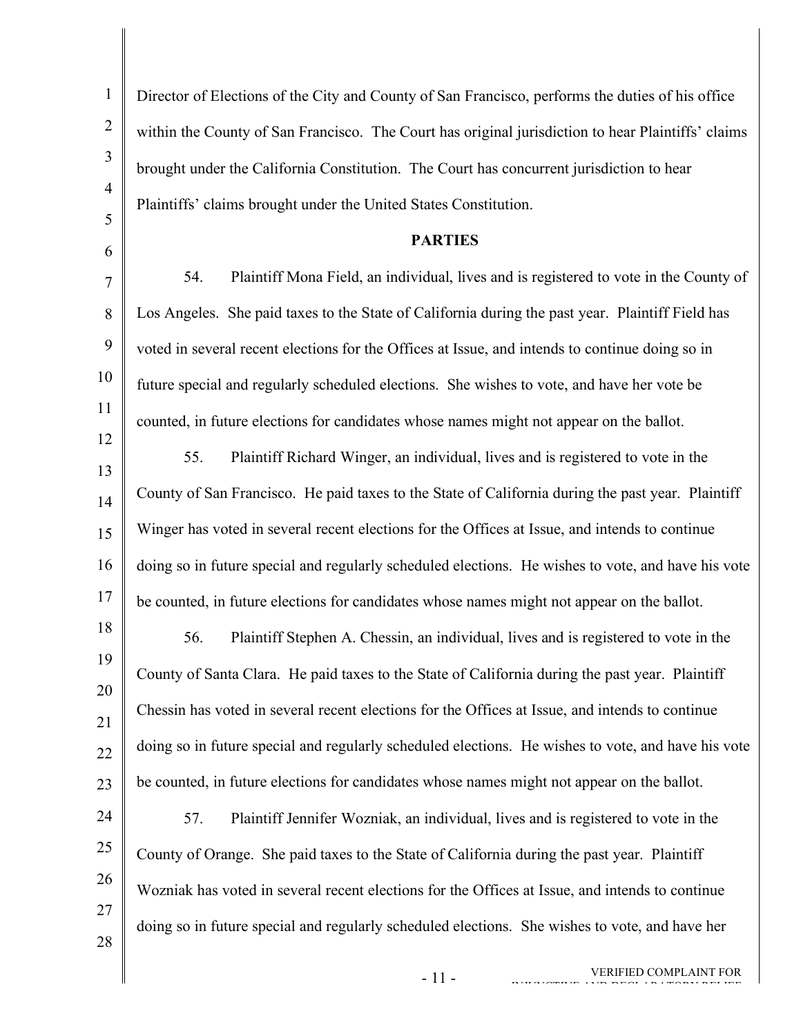Director of Elections of the City and County of San Francisco, performs the duties of his office within the County of San Francisco. The Court has original jurisdiction to hear Plaintiffs' claims brought under the California Constitution. The Court has concurrent jurisdiction to hear Plaintiffs' claims brought under the United States Constitution.

**PARTIES**

54. Plaintiff Mona Field, an individual, lives and is registered to vote in the County of Los Angeles. She paid taxes to the State of California during the past year. Plaintiff Field has voted in several recent elections for the Offices at Issue, and intends to continue doing so in future special and regularly scheduled elections. She wishes to vote, and have her vote be counted, in future elections for candidates whose names might not appear on the ballot.

55. Plaintiff Richard Winger, an individual, lives and is registered to vote in the County of San Francisco. He paid taxes to the State of California during the past year. Plaintiff Winger has voted in several recent elections for the Offices at Issue, and intends to continue doing so in future special and regularly scheduled elections. He wishes to vote, and have his vote be counted, in future elections for candidates whose names might not appear on the ballot.

56. Plaintiff Stephen A. Chessin, an individual, lives and is registered to vote in the County of Santa Clara. He paid taxes to the State of California during the past year. Plaintiff Chessin has voted in several recent elections for the Offices at Issue, and intends to continue doing so in future special and regularly scheduled elections. He wishes to vote, and have his vote be counted, in future elections for candidates whose names might not appear on the ballot.

57. Plaintiff Jennifer Wozniak, an individual, lives and is registered to vote in the County of Orange. She paid taxes to the State of California during the past year. Plaintiff Wozniak has voted in several recent elections for the Offices at Issue, and intends to continue doing so in future special and regularly scheduled elections. She wishes to vote, and have her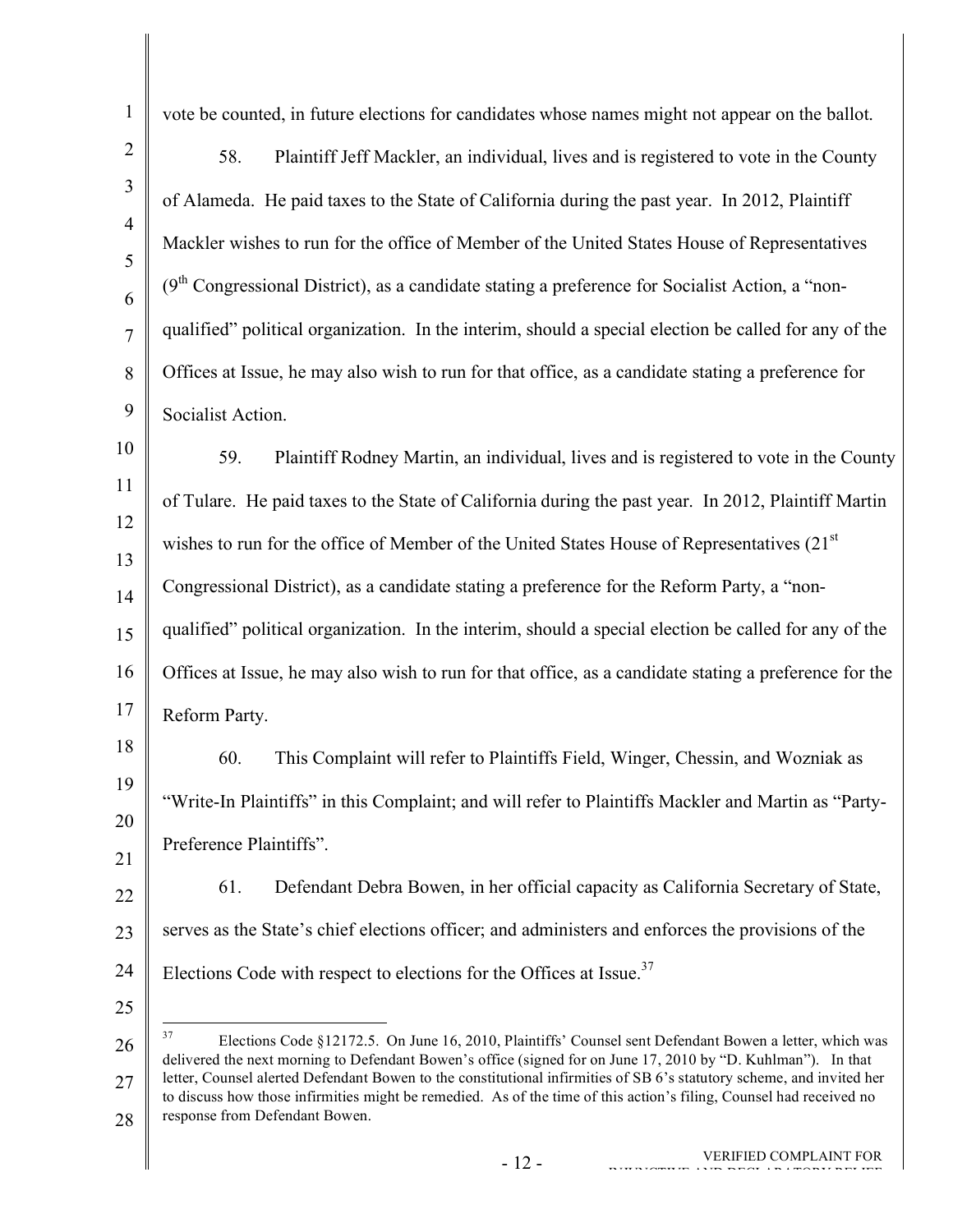vote be counted, in future elections for candidates whose names might not appear on the ballot.

58. Plaintiff Jeff Mackler, an individual, lives and is registered to vote in the County of Alameda. He paid taxes to the State of California during the past year. In 2012, Plaintiff Mackler wishes to run for the office of Member of the United States House of Representatives (9th Congressional District), as a candidate stating a preference for Socialist Action, a "non-qualified" political organization. In the interim, should a special election be called for any of the Offices at Issue, he may also wish to run for that office, as a candidate stating a preference for Socialist Action.

59. Plaintiff Rodney Martin, an individual, lives and is registered to vote in the County of Tulare. He paid taxes to the State of California during the past year. In 2012, Plaintiff Martin wishes to run for the office of Member of the United States House of Representatives (21st Congressional District), as a candidate stating a preference for the Reform Party, a "non-qualified" political organization. In the interim, should a special election be called for any of the Offices at Issue, he may also wish to run for that office, as a candidate stating a preference for the Reform Party.

60. This Complaint will refer to Plaintiffs Field, Winger, Chessin, and Wozniak as "Write-In Plaintiffs" in this Complaint; and will refer to Plaintiffs Mackler and Martin as "Party-Preference Plaintiffs".

61. Defendant Debra Bowen, in her official capacity as California Secretary of State, serves as the State's chief elections officer; and administers and enforces the provisions of the Elections Code with respect to elections for the Offices at Issue.[37]

---

[37] Elections Code §12172.5. On June 16, 2010, Plaintiffs' Counsel sent Defendant Bowen a letter, which was delivered the next morning to Defendant Bowen's office (signed for on June 17, 2010 by "D. Kuhlman"). In that letter, Counsel alerted Defendant Bowen to the constitutional infirmities of SB 6's statutory scheme, and invited her to discuss how those infirmities might be remedied. As of the time of this action's filing, Counsel had received no response from Defendant Bowen.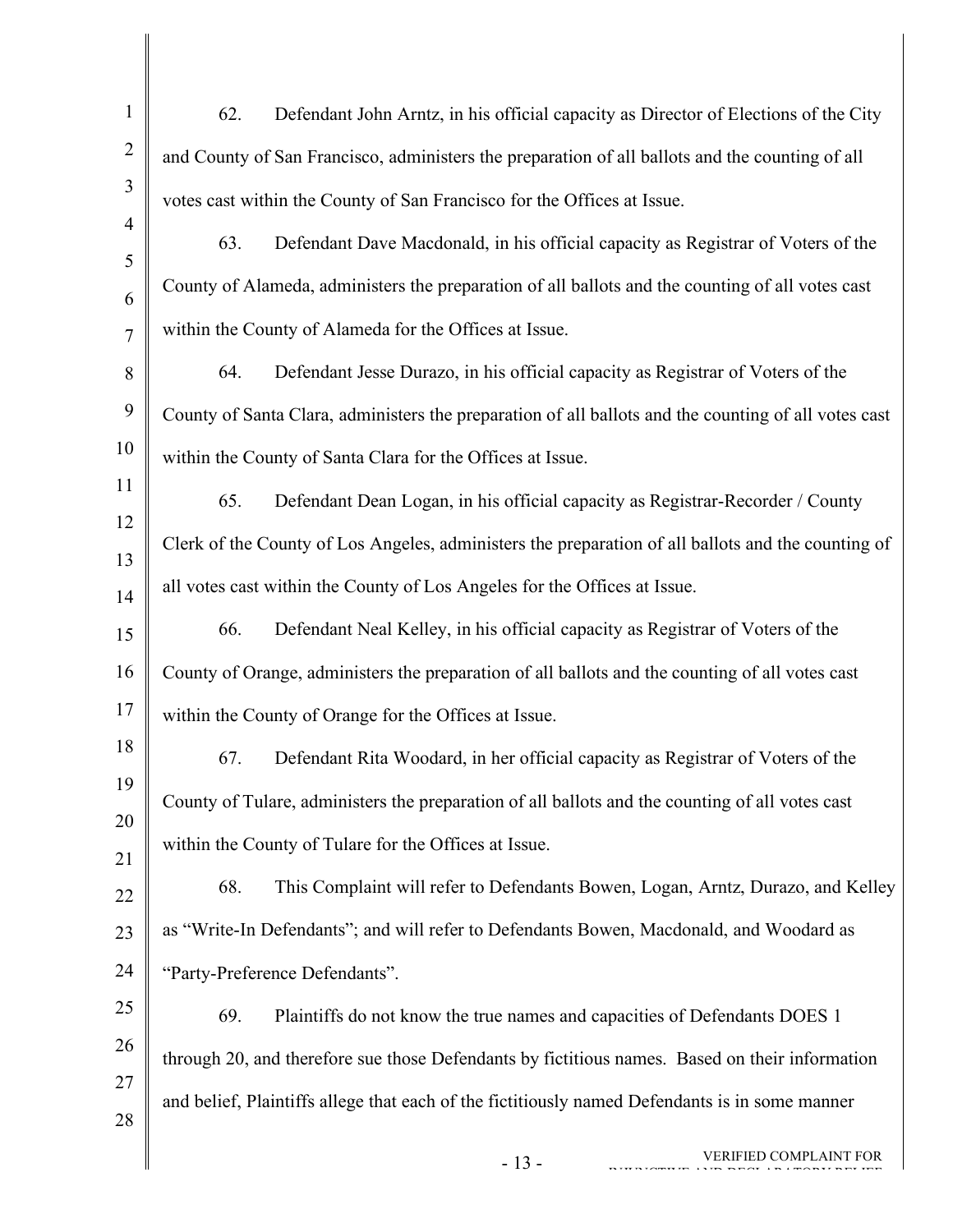62. Defendant John Arntz, in his official capacity as Director of Elections of the City and County of San Francisco, administers the preparation of all ballots and the counting of all votes cast within the County of San Francisco for the Offices at Issue.

63. Defendant Dave Macdonald, in his official capacity as Registrar of Voters of the County of Alameda, administers the preparation of all ballots and the counting of all votes cast within the County of Alameda for the Offices at Issue.

64. Defendant Jesse Durazo, in his official capacity as Registrar of Voters of the County of Santa Clara, administers the preparation of all ballots and the counting of all votes cast within the County of Santa Clara for the Offices at Issue.

65. Defendant Dean Logan, in his official capacity as Registrar-Recorder / County Clerk of the County of Los Angeles, administers the preparation of all ballots and the counting of all votes cast within the County of Los Angeles for the Offices at Issue.

66. Defendant Neal Kelley, in his official capacity as Registrar of Voters of the County of Orange, administers the preparation of all ballots and the counting of all votes cast within the County of Orange for the Offices at Issue.

67. Defendant Rita Woodard, in her official capacity as Registrar of Voters of the County of Tulare, administers the preparation of all ballots and the counting of all votes cast within the County of Tulare for the Offices at Issue.

68. This Complaint will refer to Defendants Bowen, Logan, Arntz, Durazo, and Kelley as "Write-In Defendants"; and will refer to Defendants Bowen, Macdonald, and Woodard as "Party-Preference Defendants".

69. Plaintiffs do not know the true names and capacities of Defendants DOES 1 through 20, and therefore sue those Defendants by fictitious names. Based on their information and belief, Plaintiffs allege that each of the fictitiously named Defendants is in some manner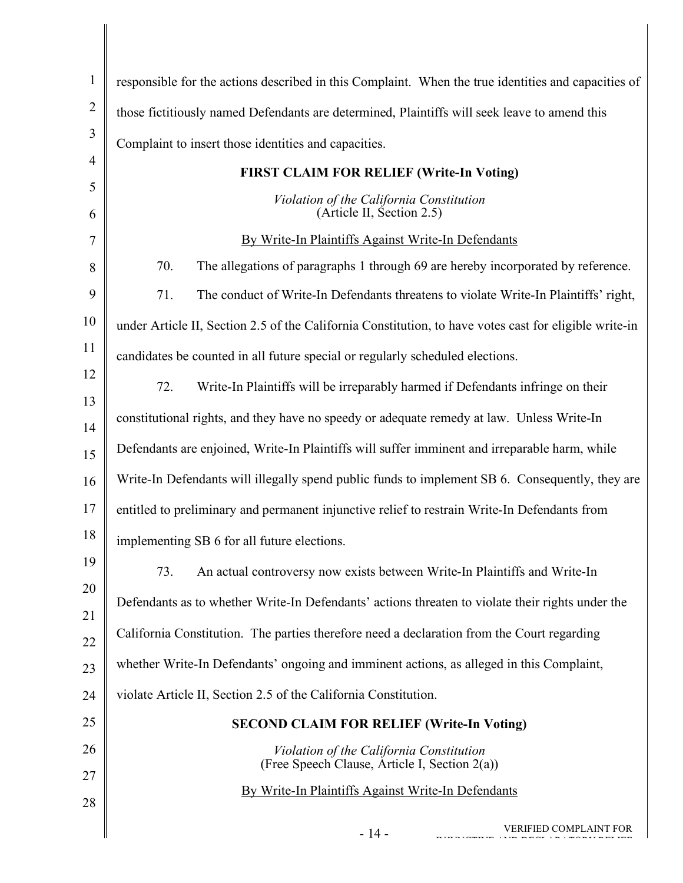responsible for the actions described in this Complaint. When the true identities and capacities of those fictitiously named Defendants are determined, Plaintiffs will seek leave to amend this Complaint to insert those identities and capacities.

**FIRST CLAIM FOR RELIEF (Write-In Voting)**

*Violation of the California Constitution*
(Article II, Section 2.5)

By Write-In Plaintiffs Against Write-In Defendants

70. The allegations of paragraphs 1 through 69 are hereby incorporated by reference.

71. The conduct of Write-In Defendants threatens to violate Write-In Plaintiffs' right, under Article II, Section 2.5 of the California Constitution, to have votes cast for eligible write-in candidates be counted in all future special or regularly scheduled elections.

72. Write-In Plaintiffs will be irreparably harmed if Defendants infringe on their constitutional rights, and they have no speedy or adequate remedy at law. Unless Write-In Defendants are enjoined, Write-In Plaintiffs will suffer imminent and irreparable harm, while Write-In Defendants will illegally spend public funds to implement SB 6. Consequently, they are entitled to preliminary and permanent injunctive relief to restrain Write-In Defendants from implementing SB 6 for all future elections.

73. An actual controversy now exists between Write-In Plaintiffs and Write-In Defendants as to whether Write-In Defendants' actions threaten to violate their rights under the California Constitution. The parties therefore need a declaration from the Court regarding whether Write-In Defendants' ongoing and imminent actions, as alleged in this Complaint, violate Article II, Section 2.5 of the California Constitution.

**SECOND CLAIM FOR RELIEF (Write-In Voting)**

*Violation of the California Constitution*
(Free Speech Clause, Article I, Section 2(a))

By Write-In Plaintiffs Against Write-In Defendants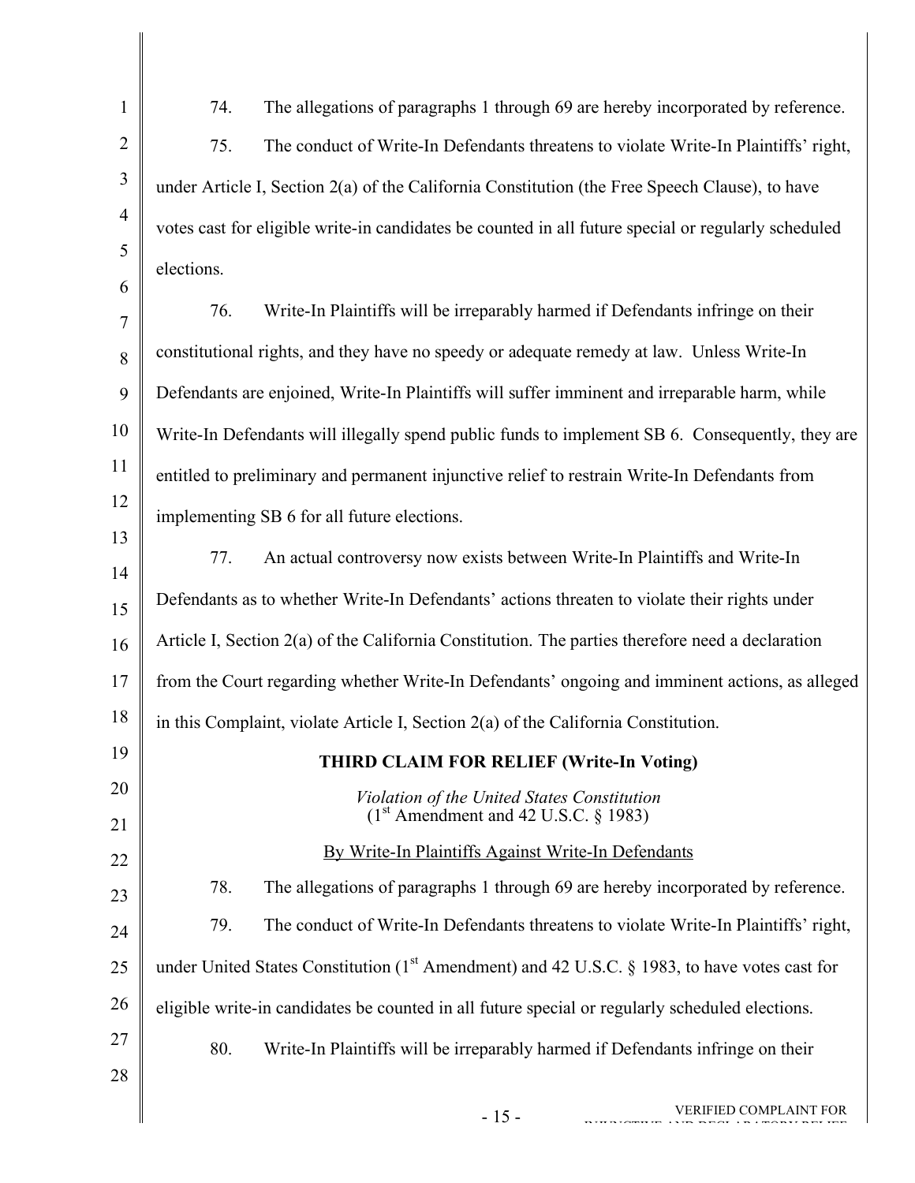74. The allegations of paragraphs 1 through 69 are hereby incorporated by reference.

75. The conduct of Write-In Defendants threatens to violate Write-In Plaintiffs' right, under Article I, Section 2(a) of the California Constitution (the Free Speech Clause), to have votes cast for eligible write-in candidates be counted in all future special or regularly scheduled elections.

76. Write-In Plaintiffs will be irreparably harmed if Defendants infringe on their constitutional rights, and they have no speedy or adequate remedy at law. Unless Write-In Defendants are enjoined, Write-In Plaintiffs will suffer imminent and irreparable harm, while Write-In Defendants will illegally spend public funds to implement SB 6. Consequently, they are entitled to preliminary and permanent injunctive relief to restrain Write-In Defendants from implementing SB 6 for all future elections.

77. An actual controversy now exists between Write-In Plaintiffs and Write-In Defendants as to whether Write-In Defendants' actions threaten to violate their rights under Article I, Section 2(a) of the California Constitution. The parties therefore need a declaration from the Court regarding whether Write-In Defendants' ongoing and imminent actions, as alleged in this Complaint, violate Article I, Section 2(a) of the California Constitution.

**THIRD CLAIM FOR RELIEF (Write-In Voting)**

*Violation of the United States Constitution*
(1st Amendment and 42 U.S.C. § 1983)

By Write-In Plaintiffs Against Write-In Defendants

78. The allegations of paragraphs 1 through 69 are hereby incorporated by reference.

79. The conduct of Write-In Defendants threatens to violate Write-In Plaintiffs' right, under United States Constitution (1st Amendment) and 42 U.S.C. § 1983, to have votes cast for eligible write-in candidates be counted in all future special or regularly scheduled elections.

80. Write-In Plaintiffs will be irreparably harmed if Defendants infringe on their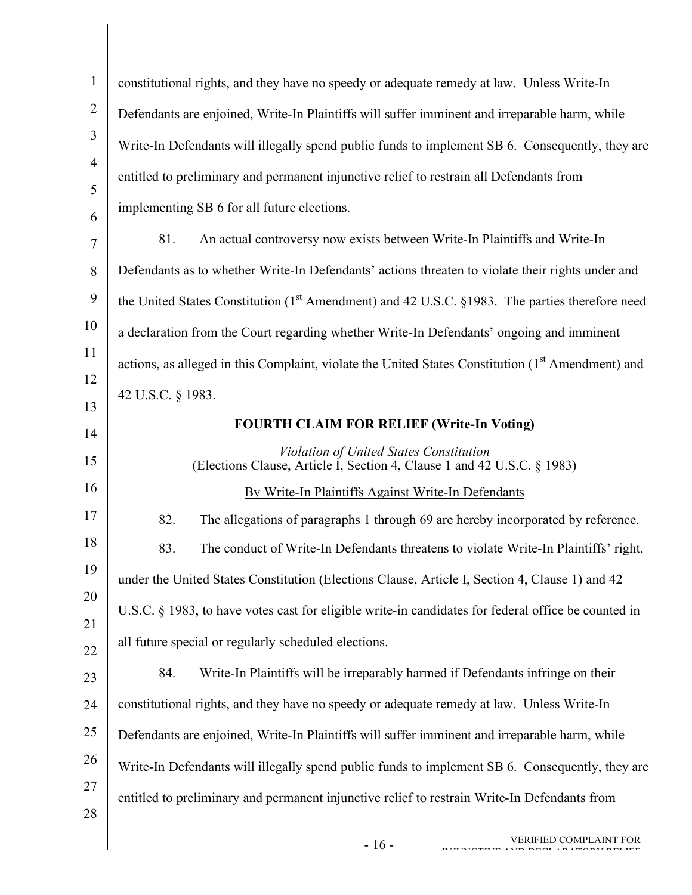constitutional rights, and they have no speedy or adequate remedy at law. Unless Write-In Defendants are enjoined, Write-In Plaintiffs will suffer imminent and irreparable harm, while Write-In Defendants will illegally spend public funds to implement SB 6. Consequently, they are entitled to preliminary and permanent injunctive relief to restrain all Defendants from implementing SB 6 for all future elections.

81. An actual controversy now exists between Write-In Plaintiffs and Write-In Defendants as to whether Write-In Defendants' actions threaten to violate their rights under and the United States Constitution (1st Amendment) and 42 U.S.C. §1983. The parties therefore need a declaration from the Court regarding whether Write-In Defendants' ongoing and imminent actions, as alleged in this Complaint, violate the United States Constitution (1st Amendment) and 42 U.S.C. § 1983.

**FOURTH CLAIM FOR RELIEF (Write-In Voting)**

*Violation of United States Constitution*
(Elections Clause, Article I, Section 4, Clause 1 and 42 U.S.C. § 1983)

By Write-In Plaintiffs Against Write-In Defendants

82. The allegations of paragraphs 1 through 69 are hereby incorporated by reference.

83. The conduct of Write-In Defendants threatens to violate Write-In Plaintiffs' right, under the United States Constitution (Elections Clause, Article I, Section 4, Clause 1) and 42 U.S.C. § 1983, to have votes cast for eligible write-in candidates for federal office be counted in all future special or regularly scheduled elections.

84. Write-In Plaintiffs will be irreparably harmed if Defendants infringe on their constitutional rights, and they have no speedy or adequate remedy at law. Unless Write-In Defendants are enjoined, Write-In Plaintiffs will suffer imminent and irreparable harm, while Write-In Defendants will illegally spend public funds to implement SB 6. Consequently, they are entitled to preliminary and permanent injunctive relief to restrain Write-In Defendants from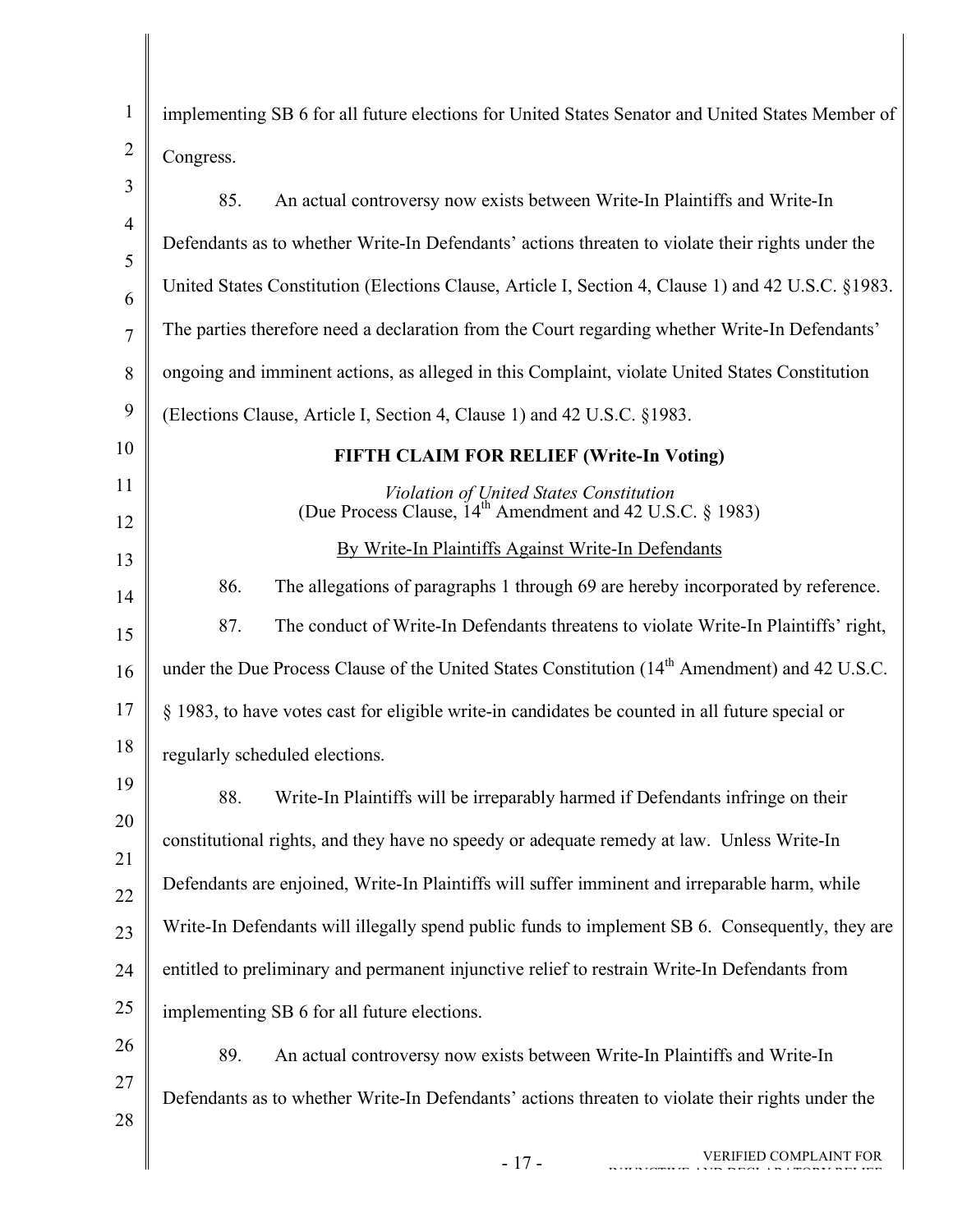implementing SB 6 for all future elections for United States Senator and United States Member of Congress.

85. An actual controversy now exists between Write-In Plaintiffs and Write-In Defendants as to whether Write-In Defendants' actions threaten to violate their rights under the United States Constitution (Elections Clause, Article I, Section 4, Clause 1) and 42 U.S.C. §1983. The parties therefore need a declaration from the Court regarding whether Write-In Defendants' ongoing and imminent actions, as alleged in this Complaint, violate United States Constitution (Elections Clause, Article I, Section 4, Clause 1) and 42 U.S.C. §1983.

**FIFTH CLAIM FOR RELIEF (Write-In Voting)**

*Violation of United States Constitution*
(Due Process Clause, 14th Amendment and 42 U.S.C. § 1983)

By Write-In Plaintiffs Against Write-In Defendants

86. The allegations of paragraphs 1 through 69 are hereby incorporated by reference.

87. The conduct of Write-In Defendants threatens to violate Write-In Plaintiffs' right, under the Due Process Clause of the United States Constitution (14th Amendment) and 42 U.S.C. § 1983, to have votes cast for eligible write-in candidates be counted in all future special or regularly scheduled elections.

88. Write-In Plaintiffs will be irreparably harmed if Defendants infringe on their constitutional rights, and they have no speedy or adequate remedy at law. Unless Write-In Defendants are enjoined, Write-In Plaintiffs will suffer imminent and irreparable harm, while Write-In Defendants will illegally spend public funds to implement SB 6. Consequently, they are entitled to preliminary and permanent injunctive relief to restrain Write-In Defendants from implementing SB 6 for all future elections.

89. An actual controversy now exists between Write-In Plaintiffs and Write-In Defendants as to whether Write-In Defendants' actions threaten to violate their rights under the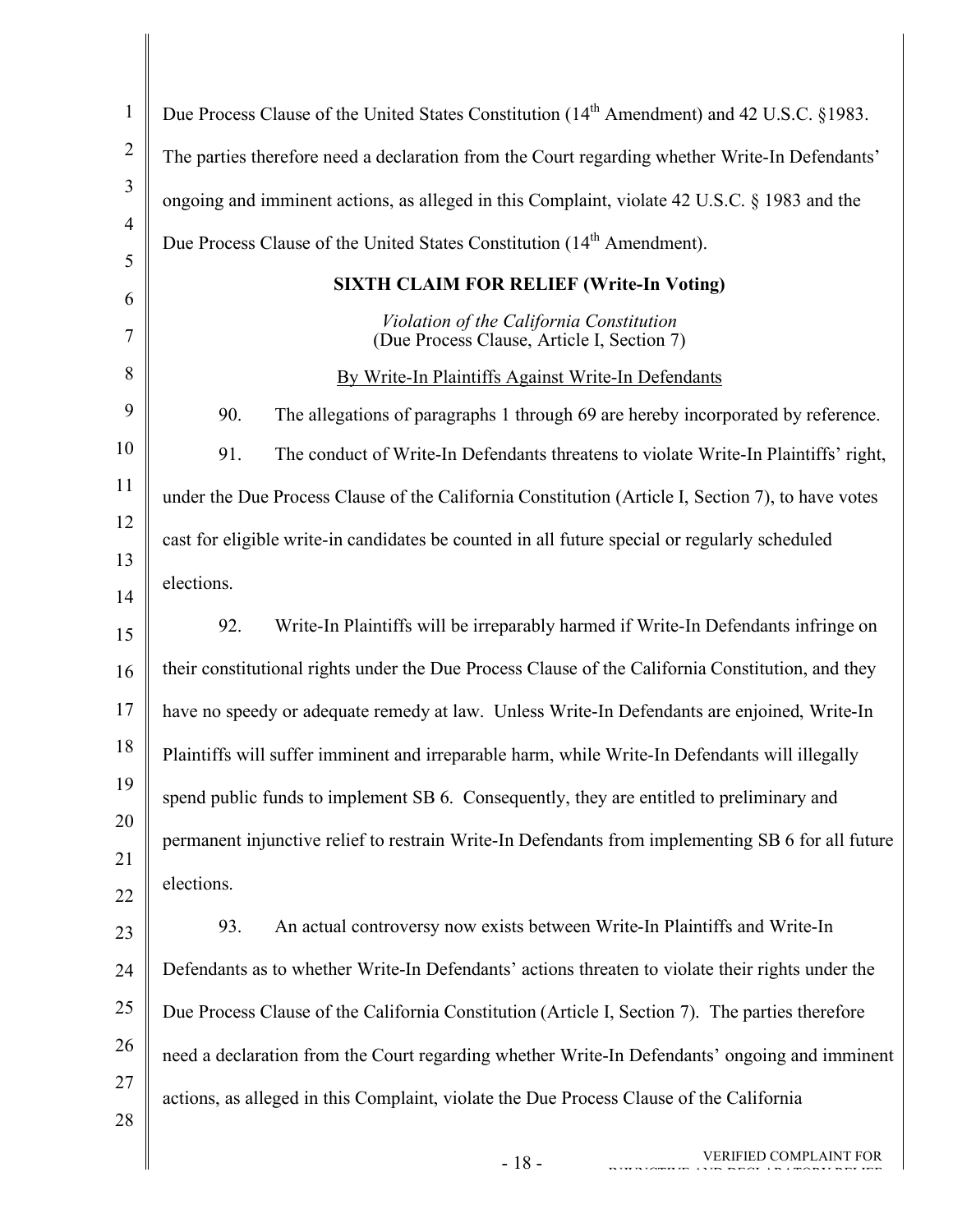Due Process Clause of the United States Constitution (14th Amendment) and 42 U.S.C. §1983. The parties therefore need a declaration from the Court regarding whether Write-In Defendants' ongoing and imminent actions, as alleged in this Complaint, violate 42 U.S.C. § 1983 and the Due Process Clause of the United States Constitution (14th Amendment).

**SIXTH CLAIM FOR RELIEF (Write-In Voting)**

*Violation of the California Constitution*
(Due Process Clause, Article I, Section 7)

By Write-In Plaintiffs Against Write-In Defendants

90. The allegations of paragraphs 1 through 69 are hereby incorporated by reference.

91. The conduct of Write-In Defendants threatens to violate Write-In Plaintiffs' right, under the Due Process Clause of the California Constitution (Article I, Section 7), to have votes cast for eligible write-in candidates be counted in all future special or regularly scheduled elections.

92. Write-In Plaintiffs will be irreparably harmed if Write-In Defendants infringe on their constitutional rights under the Due Process Clause of the California Constitution, and they have no speedy or adequate remedy at law. Unless Write-In Defendants are enjoined, Write-In Plaintiffs will suffer imminent and irreparable harm, while Write-In Defendants will illegally spend public funds to implement SB 6. Consequently, they are entitled to preliminary and permanent injunctive relief to restrain Write-In Defendants from implementing SB 6 for all future elections.

93. An actual controversy now exists between Write-In Plaintiffs and Write-In Defendants as to whether Write-In Defendants' actions threaten to violate their rights under the Due Process Clause of the California Constitution (Article I, Section 7). The parties therefore need a declaration from the Court regarding whether Write-In Defendants' ongoing and imminent actions, as alleged in this Complaint, violate the Due Process Clause of the California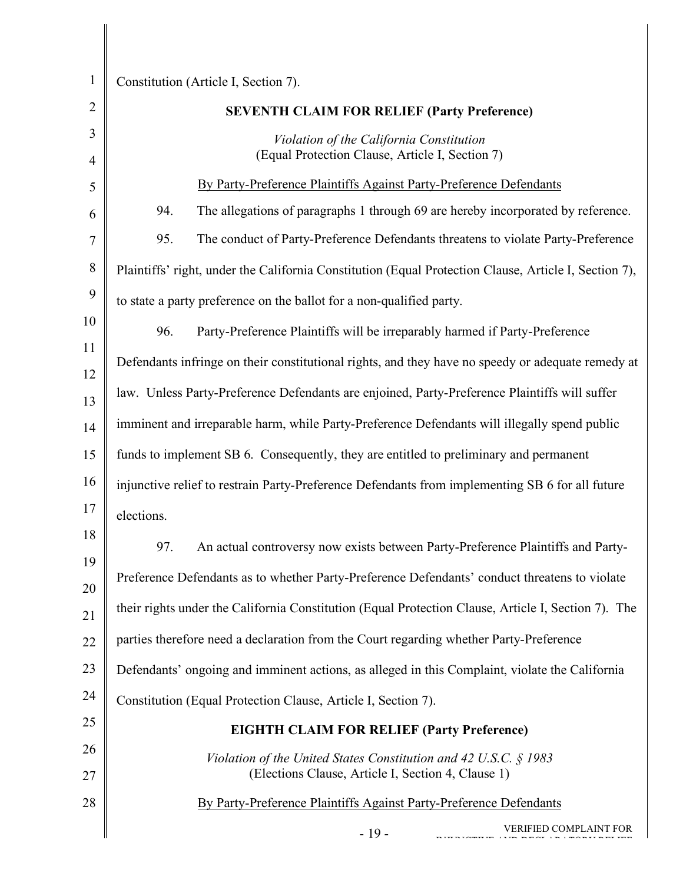Constitution (Article I, Section 7).

**SEVENTH CLAIM FOR RELIEF (Party Preference)**

*Violation of the California Constitution*
(Equal Protection Clause, Article I, Section 7)

By Party-Preference Plaintiffs Against Party-Preference Defendants

94. The allegations of paragraphs 1 through 69 are hereby incorporated by reference.

95. The conduct of Party-Preference Defendants threatens to violate Party-Preference Plaintiffs' right, under the California Constitution (Equal Protection Clause, Article I, Section 7), to state a party preference on the ballot for a non-qualified party.

96. Party-Preference Plaintiffs will be irreparably harmed if Party-Preference Defendants infringe on their constitutional rights, and they have no speedy or adequate remedy at law. Unless Party-Preference Defendants are enjoined, Party-Preference Plaintiffs will suffer imminent and irreparable harm, while Party-Preference Defendants will illegally spend public funds to implement SB 6. Consequently, they are entitled to preliminary and permanent injunctive relief to restrain Party-Preference Defendants from implementing SB 6 for all future elections.

97. An actual controversy now exists between Party-Preference Plaintiffs and Party-Preference Defendants as to whether Party-Preference Defendants' conduct threatens to violate their rights under the California Constitution (Equal Protection Clause, Article I, Section 7). The parties therefore need a declaration from the Court regarding whether Party-Preference Defendants' ongoing and imminent actions, as alleged in this Complaint, violate the California Constitution (Equal Protection Clause, Article I, Section 7).

**EIGHTH CLAIM FOR RELIEF (Party Preference)**

*Violation of the United States Constitution and 42 U.S.C. § 1983*
(Elections Clause, Article I, Section 4, Clause 1)

By Party-Preference Plaintiffs Against Party-Preference Defendants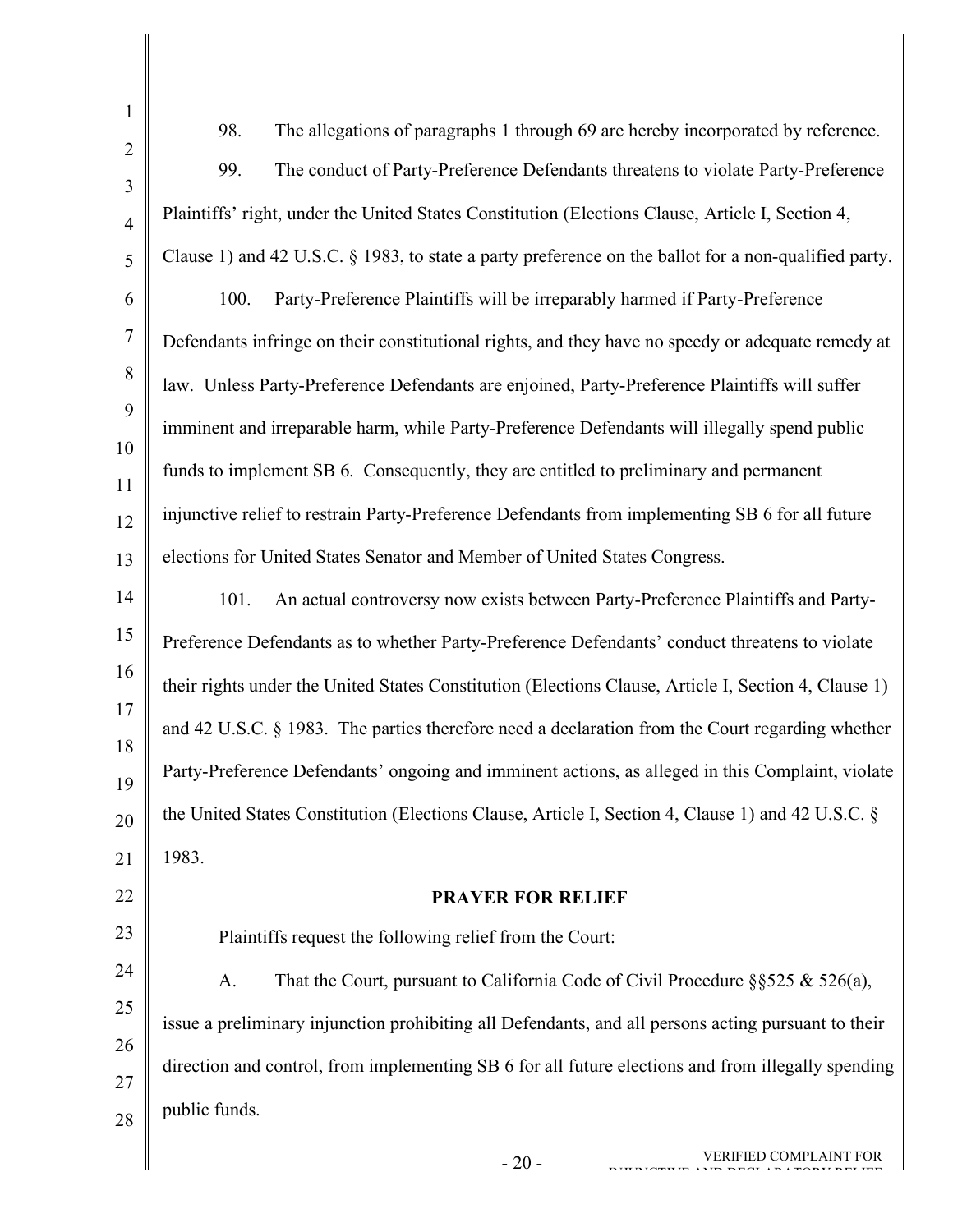98. The allegations of paragraphs 1 through 69 are hereby incorporated by reference.

99. The conduct of Party-Preference Defendants threatens to violate Party-Preference Plaintiffs' right, under the United States Constitution (Elections Clause, Article I, Section 4, Clause 1) and 42 U.S.C. § 1983, to state a party preference on the ballot for a non-qualified party.

100. Party-Preference Plaintiffs will be irreparably harmed if Party-Preference Defendants infringe on their constitutional rights, and they have no speedy or adequate remedy at law. Unless Party-Preference Defendants are enjoined, Party-Preference Plaintiffs will suffer imminent and irreparable harm, while Party-Preference Defendants will illegally spend public funds to implement SB 6. Consequently, they are entitled to preliminary and permanent injunctive relief to restrain Party-Preference Defendants from implementing SB 6 for all future elections for United States Senator and Member of United States Congress.

101. An actual controversy now exists between Party-Preference Plaintiffs and Party-Preference Defendants as to whether Party-Preference Defendants' conduct threatens to violate their rights under the United States Constitution (Elections Clause, Article I, Section 4, Clause 1) and 42 U.S.C. § 1983. The parties therefore need a declaration from the Court regarding whether Party-Preference Defendants' ongoing and imminent actions, as alleged in this Complaint, violate the United States Constitution (Elections Clause, Article I, Section 4, Clause 1) and 42 U.S.C. § 1983.

## PRAYER FOR RELIEF

Plaintiffs request the following relief from the Court:

A. That the Court, pursuant to California Code of Civil Procedure §§525 & 526(a), issue a preliminary injunction prohibiting all Defendants, and all persons acting pursuant to their direction and control, from implementing SB 6 for all future elections and from illegally spending public funds.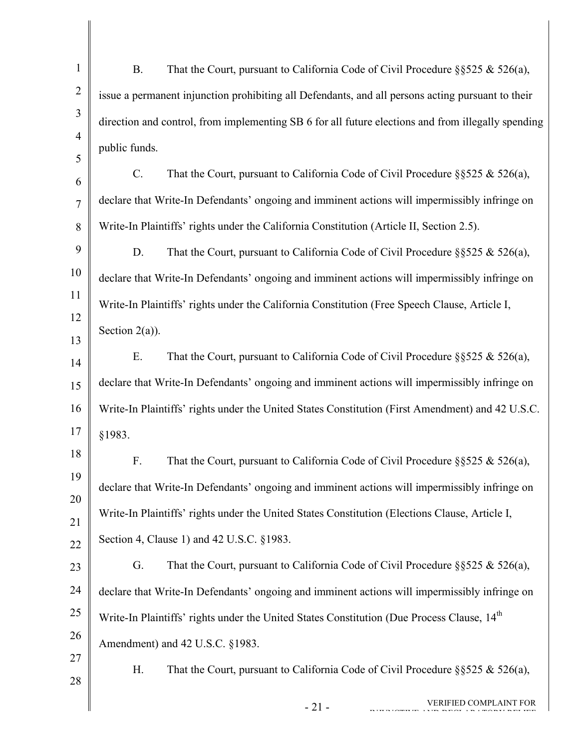B. That the Court, pursuant to California Code of Civil Procedure §§525 & 526(a), issue a permanent injunction prohibiting all Defendants, and all persons acting pursuant to their direction and control, from implementing SB 6 for all future elections and from illegally spending public funds.

C. That the Court, pursuant to California Code of Civil Procedure §§525 & 526(a), declare that Write-In Defendants' ongoing and imminent actions will impermissibly infringe on Write-In Plaintiffs' rights under the California Constitution (Article II, Section 2.5).

D. That the Court, pursuant to California Code of Civil Procedure §§525 & 526(a), declare that Write-In Defendants' ongoing and imminent actions will impermissibly infringe on Write-In Plaintiffs' rights under the California Constitution (Free Speech Clause, Article I, Section 2(a)).

E. That the Court, pursuant to California Code of Civil Procedure §§525 & 526(a), declare that Write-In Defendants' ongoing and imminent actions will impermissibly infringe on Write-In Plaintiffs' rights under the United States Constitution (First Amendment) and 42 U.S.C. §1983.

F. That the Court, pursuant to California Code of Civil Procedure §§525 & 526(a), declare that Write-In Defendants' ongoing and imminent actions will impermissibly infringe on Write-In Plaintiffs' rights under the United States Constitution (Elections Clause, Article I, Section 4, Clause 1) and 42 U.S.C. §1983.

G. That the Court, pursuant to California Code of Civil Procedure §§525 & 526(a), declare that Write-In Defendants' ongoing and imminent actions will impermissibly infringe on Write-In Plaintiffs' rights under the United States Constitution (Due Process Clause, 14th Amendment) and 42 U.S.C. §1983.

H. That the Court, pursuant to California Code of Civil Procedure §§525 & 526(a),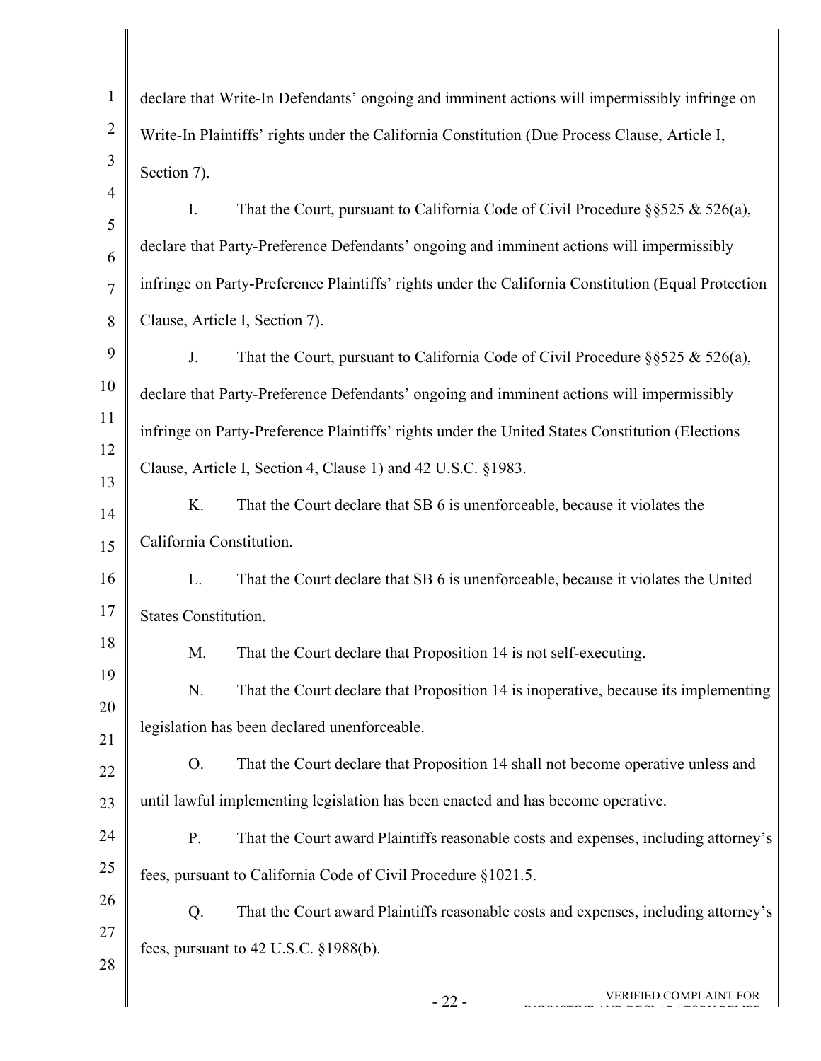declare that Write-In Defendants' ongoing and imminent actions will impermissibly infringe on Write-In Plaintiffs' rights under the California Constitution (Due Process Clause, Article I, Section 7).

I. That the Court, pursuant to California Code of Civil Procedure §§525 & 526(a), declare that Party-Preference Defendants' ongoing and imminent actions will impermissibly infringe on Party-Preference Plaintiffs' rights under the California Constitution (Equal Protection Clause, Article I, Section 7).

J. That the Court, pursuant to California Code of Civil Procedure §§525 & 526(a), declare that Party-Preference Defendants' ongoing and imminent actions will impermissibly infringe on Party-Preference Plaintiffs' rights under the United States Constitution (Elections Clause, Article I, Section 4, Clause 1) and 42 U.S.C. §1983.

K. That the Court declare that SB 6 is unenforceable, because it violates the California Constitution.

L. That the Court declare that SB 6 is unenforceable, because it violates the United States Constitution.

M. That the Court declare that Proposition 14 is not self-executing.

N. That the Court declare that Proposition 14 is inoperative, because its implementing legislation has been declared unenforceable.

O. That the Court declare that Proposition 14 shall not become operative unless and until lawful implementing legislation has been enacted and has become operative.

P. That the Court award Plaintiffs reasonable costs and expenses, including attorney's fees, pursuant to California Code of Civil Procedure §1021.5.

Q. That the Court award Plaintiffs reasonable costs and expenses, including attorney's fees, pursuant to 42 U.S.C. §1988(b).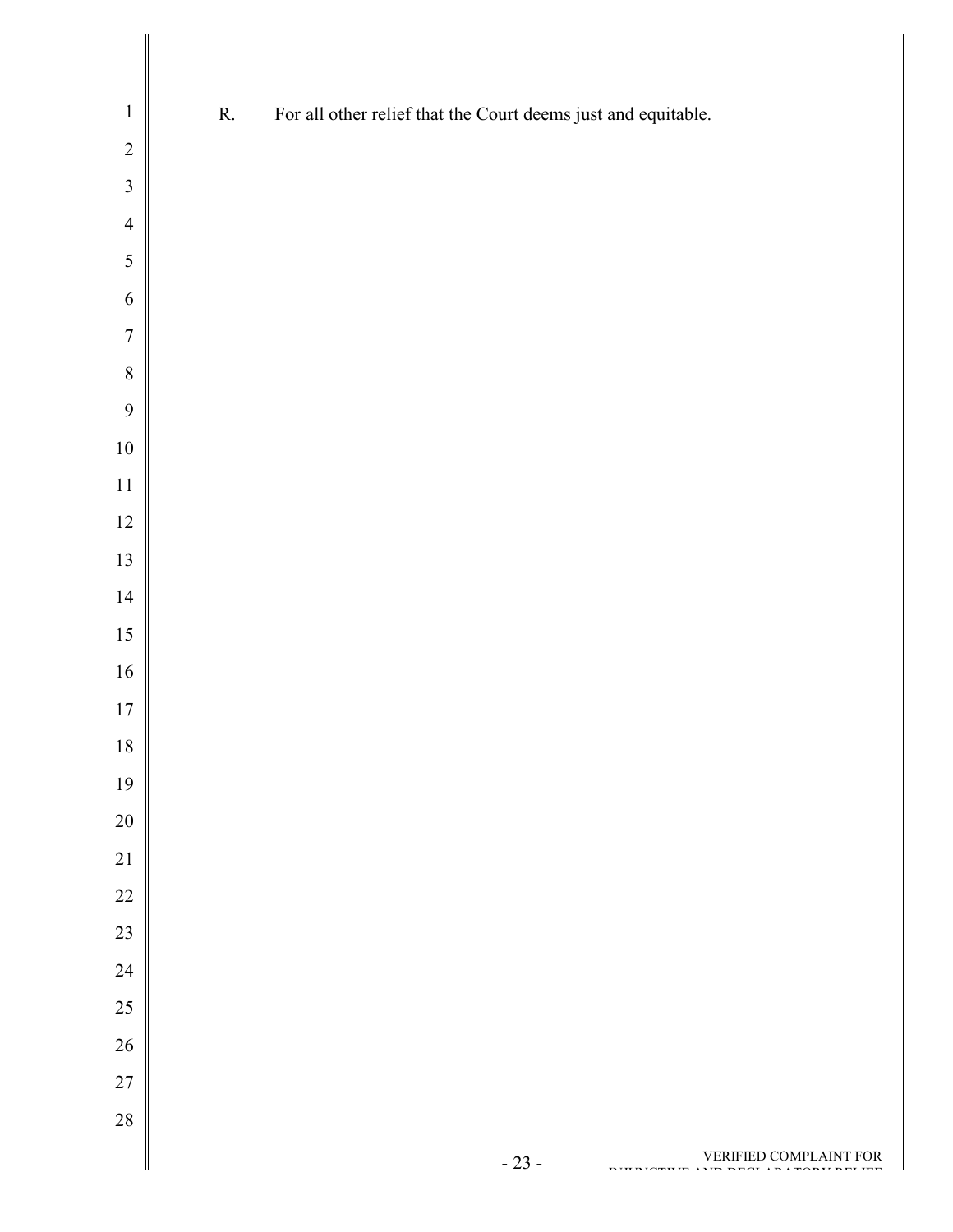R. For all other relief that the Court deems just and equitable.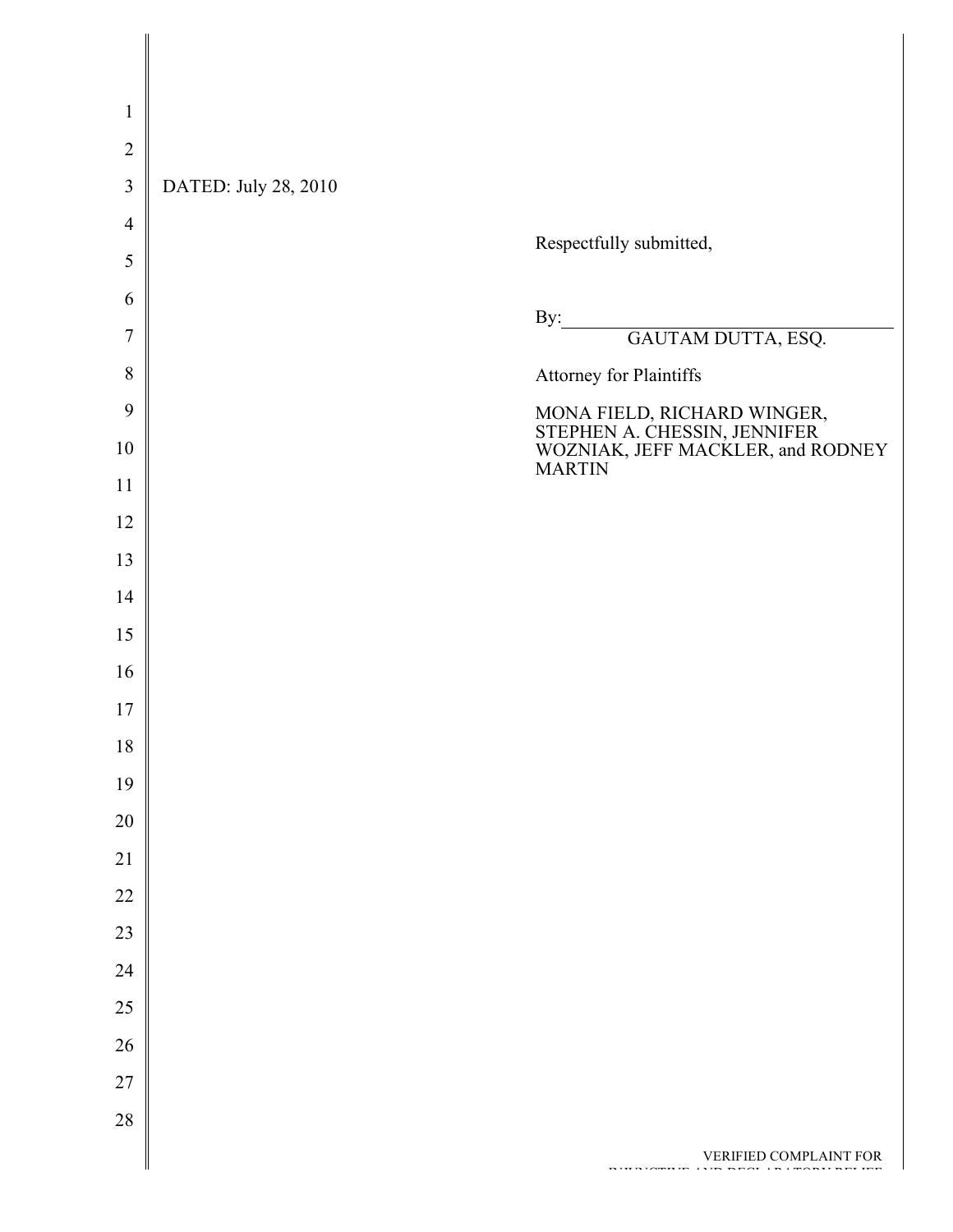DATED: July 28, 2010

Respectfully submitted,

By: ______________________________
GAUTAM DUTTA, ESQ.

Attorney for Plaintiffs

MONA FIELD, RICHARD WINGER, STEPHEN A. CHESSIN, JENNIFER WOZNIAK, JEFF MACKLER, and RODNEY MARTIN